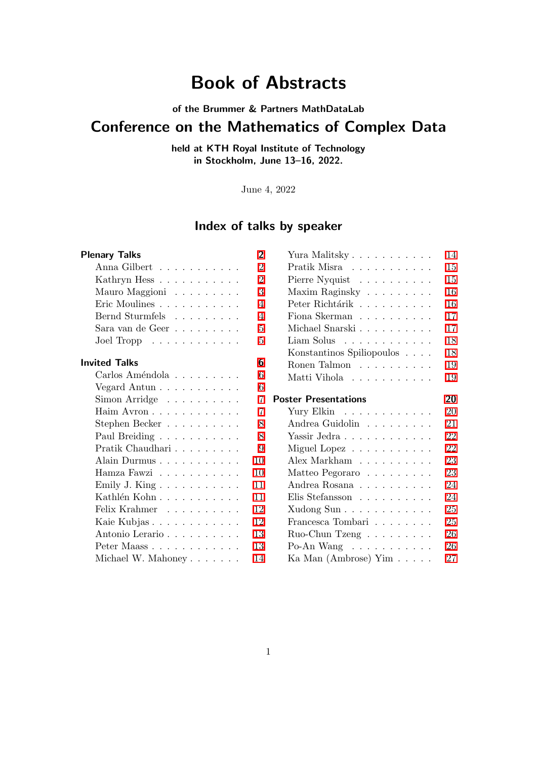# Book of Abstracts

**of the Brummer & Partners MathDataLab**

## Conference on the Mathematics of Complex Data

**held at KTH Royal Institute of Technology in Stockholm, June 13–16, 2022.**

June 4, 2022

## Index of talks by speaker

**Plenary Talks** . . . 2
- Anna Gilbert . . . 2
- Kathryn Hess . . . 2
- Mauro Maggioni . . . 3
- Eric Moulines . . . 4
- Bernd Sturmfels . . . 4
- Sara van de Geer . . . 5
- Joel Tropp . . . 5

**Invited Talks** . . . 6
- Carlos Améndola . . . 6
- Vegard Antun . . . 6
- Simon Arridge . . . 7
- Haim Avron . . . 7
- Stephen Becker . . . 8
- Paul Breiding . . . 8
- Pratik Chaudhari . . . 9
- Alain Durmus . . . 10
- Hamza Fawzi . . . 10
- Emily J. King . . . 11
- Kathlén Kohn . . . 11
- Felix Krahmer . . . 12
- Kaie Kubjas . . . 12
- Antonio Lerario . . . 13
- Peter Maass . . . 13
- Michael W. Mahoney . . . 14
- Yura Malitsky . . . 14
- Pratik Misra . . . 15
- Pierre Nyquist . . . 15
- Maxim Raginsky . . . 16
- Peter Richtárik . . . 16
- Fiona Skerman . . . 17
- Michael Snarski . . . 17
- Liam Solus . . . 18
- Konstantinos Spiliopoulos . . . 18
- Ronen Talmon . . . 19
- Matti Vihola . . . 19

**Poster Presentations** . . . 20
- Yury Elkin . . . 20
- Andrea Guidolin . . . 21
- Yassir Jedra . . . 22
- Miguel Lopez . . . 22
- Alex Markham . . . 23
- Matteo Pegoraro . . . 23
- Andrea Rosana . . . 24
- Elis Stefansson . . . 24
- Xudong Sun . . . 25
- Francesca Tombari . . . 25
- Ruo-Chun Tzeng . . . 26
- Po-An Wang . . . 26
- Ka Man (Ambrose) Yim . . . 27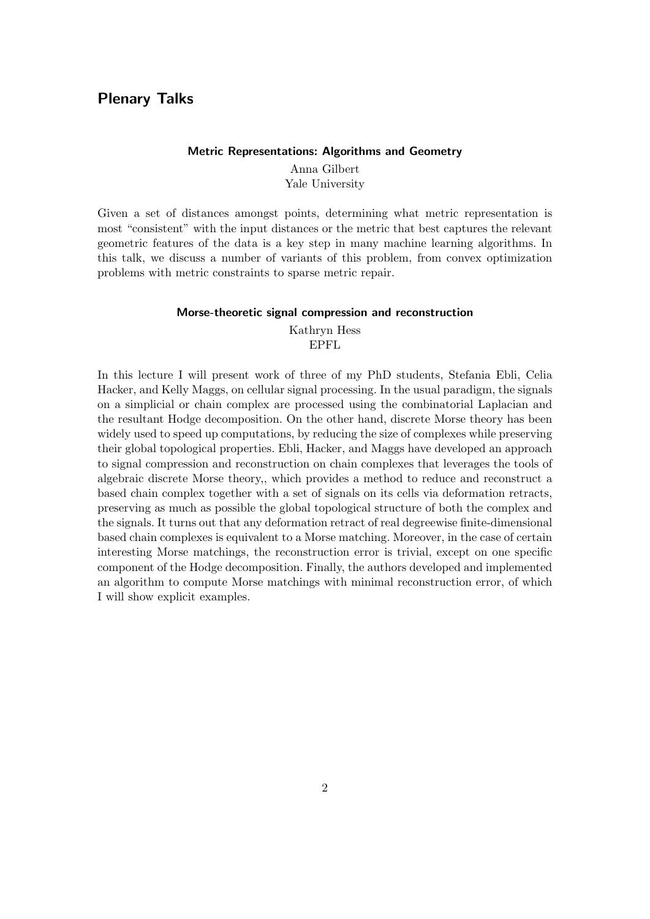## Plenary Talks

### Metric Representations: Algorithms and Geometry

Anna Gilbert
Yale University

Given a set of distances amongst points, determining what metric representation is most "consistent" with the input distances or the metric that best captures the relevant geometric features of the data is a key step in many machine learning algorithms. In this talk, we discuss a number of variants of this problem, from convex optimization problems with metric constraints to sparse metric repair.

### Morse-theoretic signal compression and reconstruction

Kathryn Hess
EPFL

In this lecture I will present work of three of my PhD students, Stefania Ebli, Celia Hacker, and Kelly Maggs, on cellular signal processing. In the usual paradigm, the signals on a simplicial or chain complex are processed using the combinatorial Laplacian and the resultant Hodge decomposition. On the other hand, discrete Morse theory has been widely used to speed up computations, by reducing the size of complexes while preserving their global topological properties. Ebli, Hacker, and Maggs have developed an approach to signal compression and reconstruction on chain complexes that leverages the tools of algebraic discrete Morse theory,, which provides a method to reduce and reconstruct a based chain complex together with a set of signals on its cells via deformation retracts, preserving as much as possible the global topological structure of both the complex and the signals. It turns out that any deformation retract of real degreewise finite-dimensional based chain complexes is equivalent to a Morse matching. Moreover, in the case of certain interesting Morse matchings, the reconstruction error is trivial, except on one specific component of the Hodge decomposition. Finally, the authors developed and implemented an algorithm to compute Morse matchings with minimal reconstruction error, of which I will show explicit examples.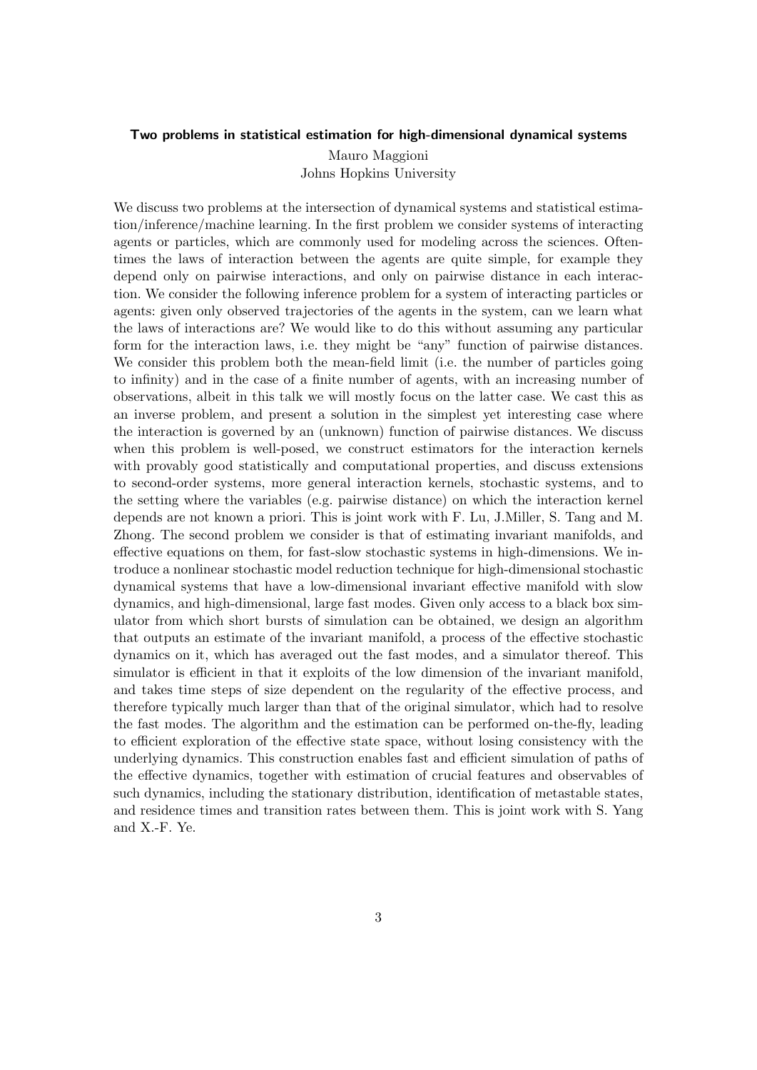### Two problems in statistical estimation for high-dimensional dynamical systems

Mauro Maggioni
Johns Hopkins University

We discuss two problems at the intersection of dynamical systems and statistical estimation/inference/machine learning. In the first problem we consider systems of interacting agents or particles, which are commonly used for modeling across the sciences. Oftentimes the laws of interaction between the agents are quite simple, for example they depend only on pairwise interactions, and only on pairwise distance in each interaction. We consider the following inference problem for a system of interacting particles or agents: given only observed trajectories of the agents in the system, can we learn what the laws of interactions are? We would like to do this without assuming any particular form for the interaction laws, i.e. they might be "any" function of pairwise distances. We consider this problem both the mean-field limit (i.e. the number of particles going to infinity) and in the case of a finite number of agents, with an increasing number of observations, albeit in this talk we will mostly focus on the latter case. We cast this as an inverse problem, and present a solution in the simplest yet interesting case where the interaction is governed by an (unknown) function of pairwise distances. We discuss when this problem is well-posed, we construct estimators for the interaction kernels with provably good statistically and computational properties, and discuss extensions to second-order systems, more general interaction kernels, stochastic systems, and to the setting where the variables (e.g. pairwise distance) on which the interaction kernel depends are not known a priori. This is joint work with F. Lu, J.Miller, S. Tang and M. Zhong. The second problem we consider is that of estimating invariant manifolds, and effective equations on them, for fast-slow stochastic systems in high-dimensions. We introduce a nonlinear stochastic model reduction technique for high-dimensional stochastic dynamical systems that have a low-dimensional invariant effective manifold with slow dynamics, and high-dimensional, large fast modes. Given only access to a black box simulator from which short bursts of simulation can be obtained, we design an algorithm that outputs an estimate of the invariant manifold, a process of the effective stochastic dynamics on it, which has averaged out the fast modes, and a simulator thereof. This simulator is efficient in that it exploits of the low dimension of the invariant manifold, and takes time steps of size dependent on the regularity of the effective process, and therefore typically much larger than that of the original simulator, which had to resolve the fast modes. The algorithm and the estimation can be performed on-the-fly, leading to efficient exploration of the effective state space, without losing consistency with the underlying dynamics. This construction enables fast and efficient simulation of paths of the effective dynamics, together with estimation of crucial features and observables of such dynamics, including the stationary distribution, identification of metastable states, and residence times and transition rates between them. This is joint work with S. Yang and X.-F. Ye.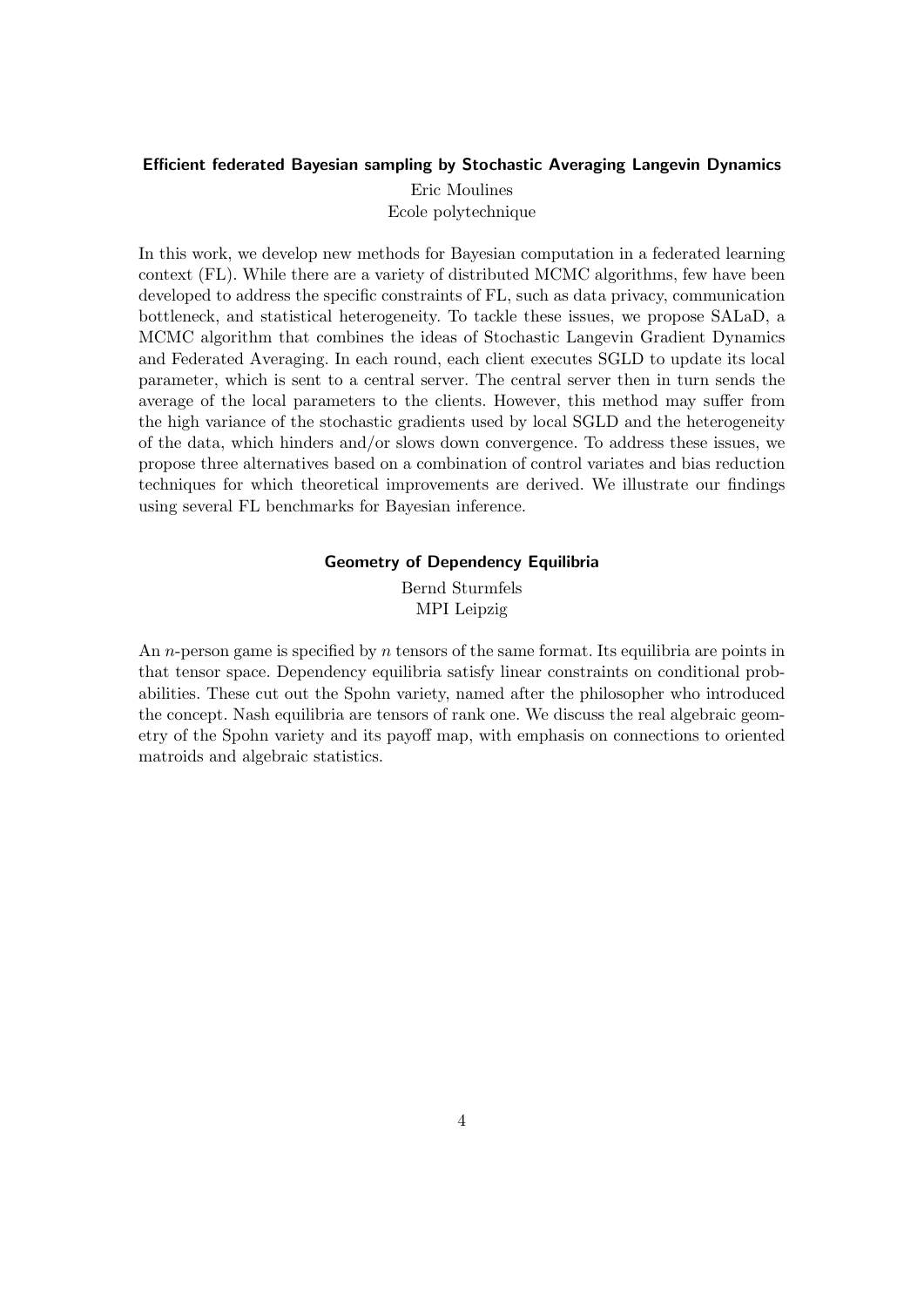### Efficient federated Bayesian sampling by Stochastic Averaging Langevin Dynamics

Eric Moulines
Ecole polytechnique

In this work, we develop new methods for Bayesian computation in a federated learning context (FL). While there are a variety of distributed MCMC algorithms, few have been developed to address the specific constraints of FL, such as data privacy, communication bottleneck, and statistical heterogeneity. To tackle these issues, we propose SALaD, a MCMC algorithm that combines the ideas of Stochastic Langevin Gradient Dynamics and Federated Averaging. In each round, each client executes SGLD to update its local parameter, which is sent to a central server. The central server then in turn sends the average of the local parameters to the clients. However, this method may suffer from the high variance of the stochastic gradients used by local SGLD and the heterogeneity of the data, which hinders and/or slows down convergence. To address these issues, we propose three alternatives based on a combination of control variates and bias reduction techniques for which theoretical improvements are derived. We illustrate our findings using several FL benchmarks for Bayesian inference.

### Geometry of Dependency Equilibria

Bernd Sturmfels
MPI Leipzig

An $n$-person game is specified by $n$ tensors of the same format. Its equilibria are points in that tensor space. Dependency equilibria satisfy linear constraints on conditional probabilities. These cut out the Spohn variety, named after the philosopher who introduced the concept. Nash equilibria are tensors of rank one. We discuss the real algebraic geometry of the Spohn variety and its payoff map, with emphasis on connections to oriented matroids and algebraic statistics.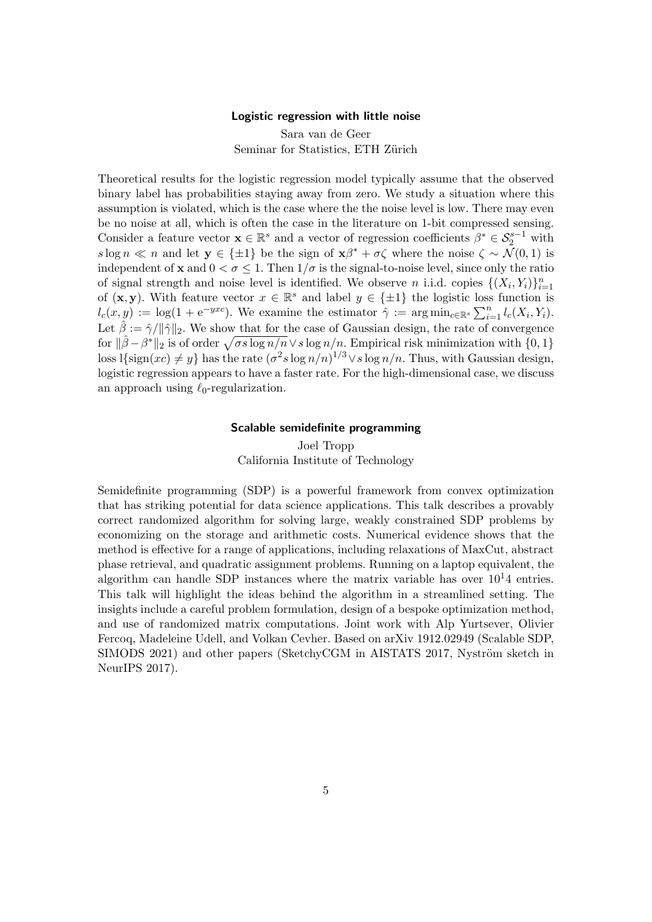### Logistic regression with little noise

Sara van de Geer
Seminar for Statistics, ETH Zürich

Theoretical results for the logistic regression model typically assume that the observed binary label has probabilities staying away from zero. We study a situation where this assumption is violated, which is the case where the the noise level is low. There may even be no noise at all, which is often the case in the literature on 1-bit compressed sensing. Consider a feature vector $\mathbf{x} \in \mathbb{R}^s$ and a vector of regression coefficients $\beta^* \in \mathcal{S}_2^{s-1}$ with $s \log n \ll n$ and let $\mathbf{y} \in \{\pm 1\}$ be the sign of $\mathbf{x}\beta^* + \sigma\zeta$ where the noise $\zeta \sim \mathcal{N}(0,1)$ is independent of $\mathbf{x}$ and $0 < \sigma \leq 1$. Then $1/\sigma$ is the signal-to-noise level, since only the ratio of signal strength and noise level is identified. We observe $n$ i.i.d. copies $\{(X_i, Y_i)\}_{i=1}^n$ of $(\mathbf{x}, \mathbf{y})$. With feature vector $x \in \mathbb{R}^s$ and label $y \in \{\pm 1\}$ the logistic loss function is $l_c(x, y) := \log(1 + \mathrm{e}^{-yxc})$. We examine the estimator $\hat{\gamma} := \arg\min_{c \in \mathbb{R}^s} \sum_{i=1}^n l_c(X_i, Y_i)$. Let $\hat{\beta} := \hat{\gamma}/\|\hat{\gamma}\|_2$. We show that for the case of Gaussian design, the rate of convergence for $\|\hat{\beta} - \beta^*\|_2$ is of order $\sqrt{\sigma s \log n/n} \vee s \log n/n$. Empirical risk minimization with $\{0,1\}$ loss $\mathrm{l}\{\mathrm{sign}(xc) \neq y\}$ has the rate $(\sigma^2 s \log n/n)^{1/3} \vee s \log n/n$. Thus, with Gaussian design, logistic regression appears to have a faster rate. For the high-dimensional case, we discuss an approach using $\ell_0$-regularization.

### Scalable semidefinite programming

Joel Tropp
California Institute of Technology

Semidefinite programming (SDP) is a powerful framework from convex optimization that has striking potential for data science applications. This talk describes a provably correct randomized algorithm for solving large, weakly constrained SDP problems by economizing on the storage and arithmetic costs. Numerical evidence shows that the method is effective for a range of applications, including relaxations of MaxCut, abstract phase retrieval, and quadratic assignment problems. Running on a laptop equivalent, the algorithm can handle SDP instances where the matrix variable has over $10^14$ entries. This talk will highlight the ideas behind the algorithm in a streamlined setting. The insights include a careful problem formulation, design of a bespoke optimization method, and use of randomized matrix computations. Joint work with Alp Yurtsever, Olivier Fercoq, Madeleine Udell, and Volkan Cevher. Based on arXiv 1912.02949 (Scalable SDP, SIMODS 2021) and other papers (SketchyCGM in AISTATS 2017, Nyström sketch in NeurIPS 2017).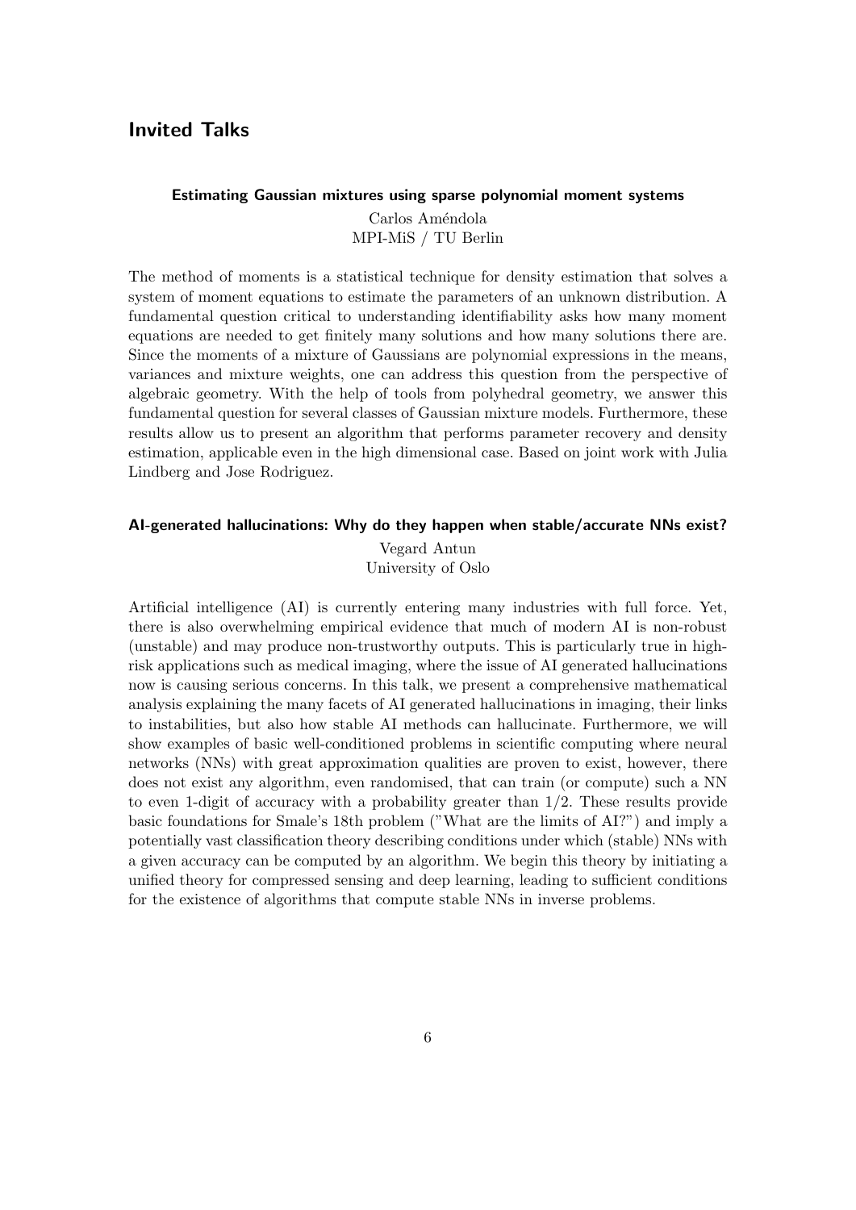## Invited Talks

### Estimating Gaussian mixtures using sparse polynomial moment systems

Carlos Améndola
MPI-MiS / TU Berlin

The method of moments is a statistical technique for density estimation that solves a system of moment equations to estimate the parameters of an unknown distribution. A fundamental question critical to understanding identifiability asks how many moment equations are needed to get finitely many solutions and how many solutions there are. Since the moments of a mixture of Gaussians are polynomial expressions in the means, variances and mixture weights, one can address this question from the perspective of algebraic geometry. With the help of tools from polyhedral geometry, we answer this fundamental question for several classes of Gaussian mixture models. Furthermore, these results allow us to present an algorithm that performs parameter recovery and density estimation, applicable even in the high dimensional case. Based on joint work with Julia Lindberg and Jose Rodriguez.

### AI-generated hallucinations: Why do they happen when stable/accurate NNs exist?

Vegard Antun
University of Oslo

Artificial intelligence (AI) is currently entering many industries with full force. Yet, there is also overwhelming empirical evidence that much of modern AI is non-robust (unstable) and may produce non-trustworthy outputs. This is particularly true in high-risk applications such as medical imaging, where the issue of AI generated hallucinations now is causing serious concerns. In this talk, we present a comprehensive mathematical analysis explaining the many facets of AI generated hallucinations in imaging, their links to instabilities, but also how stable AI methods can hallucinate. Furthermore, we will show examples of basic well-conditioned problems in scientific computing where neural networks (NNs) with great approximation qualities are proven to exist, however, there does not exist any algorithm, even randomised, that can train (or compute) such a NN to even 1-digit of accuracy with a probability greater than 1/2. These results provide basic foundations for Smale's 18th problem ("What are the limits of AI?") and imply a potentially vast classification theory describing conditions under which (stable) NNs with a given accuracy can be computed by an algorithm. We begin this theory by initiating a unified theory for compressed sensing and deep learning, leading to sufficient conditions for the existence of algorithms that compute stable NNs in inverse problems.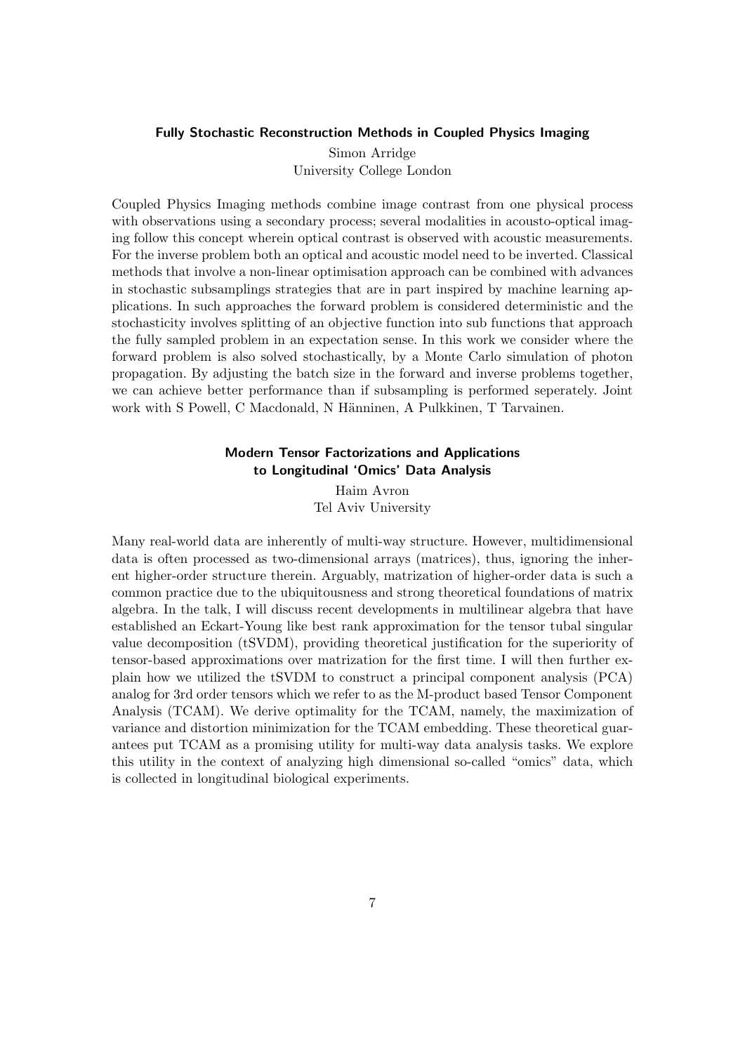### Fully Stochastic Reconstruction Methods in Coupled Physics Imaging

Simon Arridge
University College London

Coupled Physics Imaging methods combine image contrast from one physical process with observations using a secondary process; several modalities in acousto-optical imaging follow this concept wherein optical contrast is observed with acoustic measurements. For the inverse problem both an optical and acoustic model need to be inverted. Classical methods that involve a non-linear optimisation approach can be combined with advances in stochastic subsamplings strategies that are in part inspired by machine learning applications. In such approaches the forward problem is considered deterministic and the stochasticity involves splitting of an objective function into sub functions that approach the fully sampled problem in an expectation sense. In this work we consider where the forward problem is also solved stochastically, by a Monte Carlo simulation of photon propagation. By adjusting the batch size in the forward and inverse problems together, we can achieve better performance than if subsampling is performed seperately. Joint work with S Powell, C Macdonald, N Hänninen, A Pulkkinen, T Tarvainen.

### Modern Tensor Factorizations and Applications to Longitudinal 'Omics' Data Analysis

Haim Avron
Tel Aviv University

Many real-world data are inherently of multi-way structure. However, multidimensional data is often processed as two-dimensional arrays (matrices), thus, ignoring the inherent higher-order structure therein. Arguably, matrization of higher-order data is such a common practice due to the ubiquitousness and strong theoretical foundations of matrix algebra. In the talk, I will discuss recent developments in multilinear algebra that have established an Eckart-Young like best rank approximation for the tensor tubal singular value decomposition (tSVDM), providing theoretical justification for the superiority of tensor-based approximations over matrization for the first time. I will then further explain how we utilized the tSVDM to construct a principal component analysis (PCA) analog for 3rd order tensors which we refer to as the M-product based Tensor Component Analysis (TCAM). We derive optimality for the TCAM, namely, the maximization of variance and distortion minimization for the TCAM embedding. These theoretical guarantees put TCAM as a promising utility for multi-way data analysis tasks. We explore this utility in the context of analyzing high dimensional so-called "omics" data, which is collected in longitudinal biological experiments.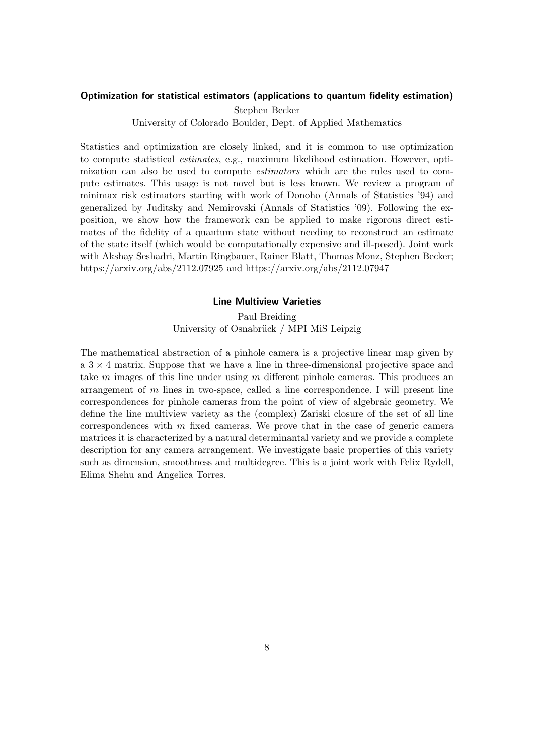### Optimization for statistical estimators (applications to quantum fidelity estimation)

Stephen Becker
University of Colorado Boulder, Dept. of Applied Mathematics

Statistics and optimization are closely linked, and it is common to use optimization to compute statistical *estimates*, e.g., maximum likelihood estimation. However, optimization can also be used to compute *estimators* which are the rules used to compute estimates. This usage is not novel but is less known. We review a program of minimax risk estimators starting with work of Donoho (Annals of Statistics '94) and generalized by Juditsky and Nemirovski (Annals of Statistics '09). Following the exposition, we show how the framework can be applied to make rigorous direct estimates of the fidelity of a quantum state without needing to reconstruct an estimate of the state itself (which would be computationally expensive and ill-posed). Joint work with Akshay Seshadri, Martin Ringbauer, Rainer Blatt, Thomas Monz, Stephen Becker; https://arxiv.org/abs/2112.07925 and https://arxiv.org/abs/2112.07947

### Line Multiview Varieties

Paul Breiding
University of Osnabrück / MPI MiS Leipzig

The mathematical abstraction of a pinhole camera is a projective linear map given by a $3 \times 4$ matrix. Suppose that we have a line in three-dimensional projective space and take $m$ images of this line under using $m$ different pinhole cameras. This produces an arrangement of $m$ lines in two-space, called a line correspondence. I will present line correspondences for pinhole cameras from the point of view of algebraic geometry. We define the line multiview variety as the (complex) Zariski closure of the set of all line correspondences with $m$ fixed cameras. We prove that in the case of generic camera matrices it is characterized by a natural determinantal variety and we provide a complete description for any camera arrangement. We investigate basic properties of this variety such as dimension, smoothness and multidegree. This is a joint work with Felix Rydell, Elima Shehu and Angelica Torres.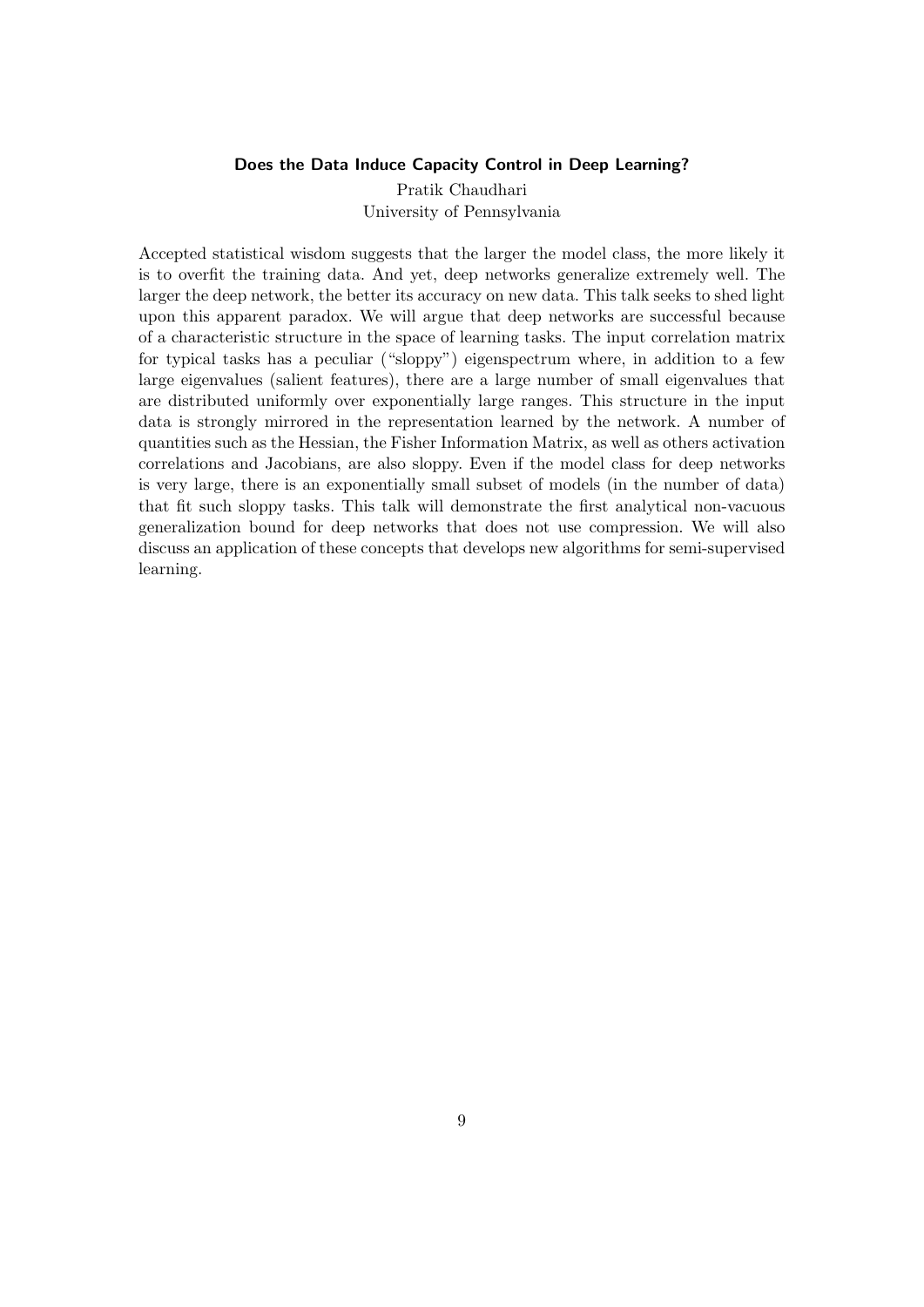### Does the Data Induce Capacity Control in Deep Learning?

Pratik Chaudhari
University of Pennsylvania

Accepted statistical wisdom suggests that the larger the model class, the more likely it is to overfit the training data. And yet, deep networks generalize extremely well. The larger the deep network, the better its accuracy on new data. This talk seeks to shed light upon this apparent paradox. We will argue that deep networks are successful because of a characteristic structure in the space of learning tasks. The input correlation matrix for typical tasks has a peculiar ("sloppy") eigenspectrum where, in addition to a few large eigenvalues (salient features), there are a large number of small eigenvalues that are distributed uniformly over exponentially large ranges. This structure in the input data is strongly mirrored in the representation learned by the network. A number of quantities such as the Hessian, the Fisher Information Matrix, as well as others activation correlations and Jacobians, are also sloppy. Even if the model class for deep networks is very large, there is an exponentially small subset of models (in the number of data) that fit such sloppy tasks. This talk will demonstrate the first analytical non-vacuous generalization bound for deep networks that does not use compression. We will also discuss an application of these concepts that develops new algorithms for semi-supervised learning.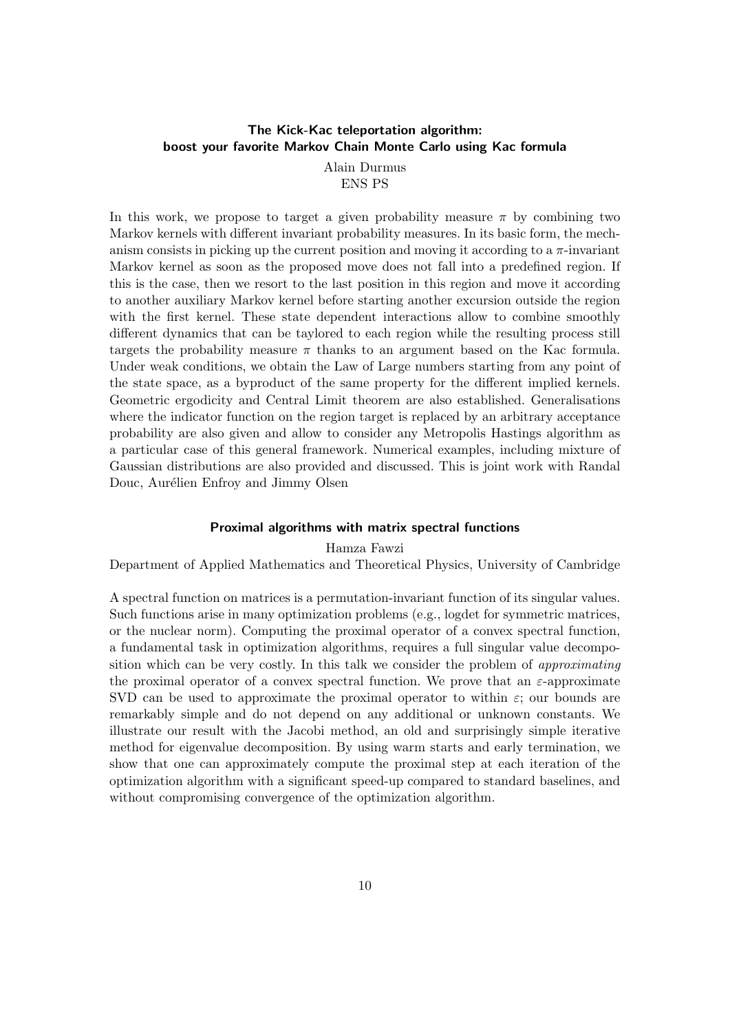### The Kick-Kac teleportation algorithm: boost your favorite Markov Chain Monte Carlo using Kac formula

Alain Durmus
ENS PS

In this work, we propose to target a given probability measure $\pi$ by combining two Markov kernels with different invariant probability measures. In its basic form, the mechanism consists in picking up the current position and moving it according to a $\pi$-invariant Markov kernel as soon as the proposed move does not fall into a predefined region. If this is the case, then we resort to the last position in this region and move it according to another auxiliary Markov kernel before starting another excursion outside the region with the first kernel. These state dependent interactions allow to combine smoothly different dynamics that can be taylored to each region while the resulting process still targets the probability measure $\pi$ thanks to an argument based on the Kac formula. Under weak conditions, we obtain the Law of Large numbers starting from any point of the state space, as a byproduct of the same property for the different implied kernels. Geometric ergodicity and Central Limit theorem are also established. Generalisations where the indicator function on the region target is replaced by an arbitrary acceptance probability are also given and allow to consider any Metropolis Hastings algorithm as a particular case of this general framework. Numerical examples, including mixture of Gaussian distributions are also provided and discussed. This is joint work with Randal Douc, Aurélien Enfroy and Jimmy Olsen

### Proximal algorithms with matrix spectral functions

Hamza Fawzi
Department of Applied Mathematics and Theoretical Physics, University of Cambridge

A spectral function on matrices is a permutation-invariant function of its singular values. Such functions arise in many optimization problems (e.g., logdet for symmetric matrices, or the nuclear norm). Computing the proximal operator of a convex spectral function, a fundamental task in optimization algorithms, requires a full singular value decomposition which can be very costly. In this talk we consider the problem of *approximating* the proximal operator of a convex spectral function. We prove that an $\varepsilon$-approximate SVD can be used to approximate the proximal operator to within $\varepsilon$; our bounds are remarkably simple and do not depend on any additional or unknown constants. We illustrate our result with the Jacobi method, an old and surprisingly simple iterative method for eigenvalue decomposition. By using warm starts and early termination, we show that one can approximately compute the proximal step at each iteration of the optimization algorithm with a significant speed-up compared to standard baselines, and without compromising convergence of the optimization algorithm.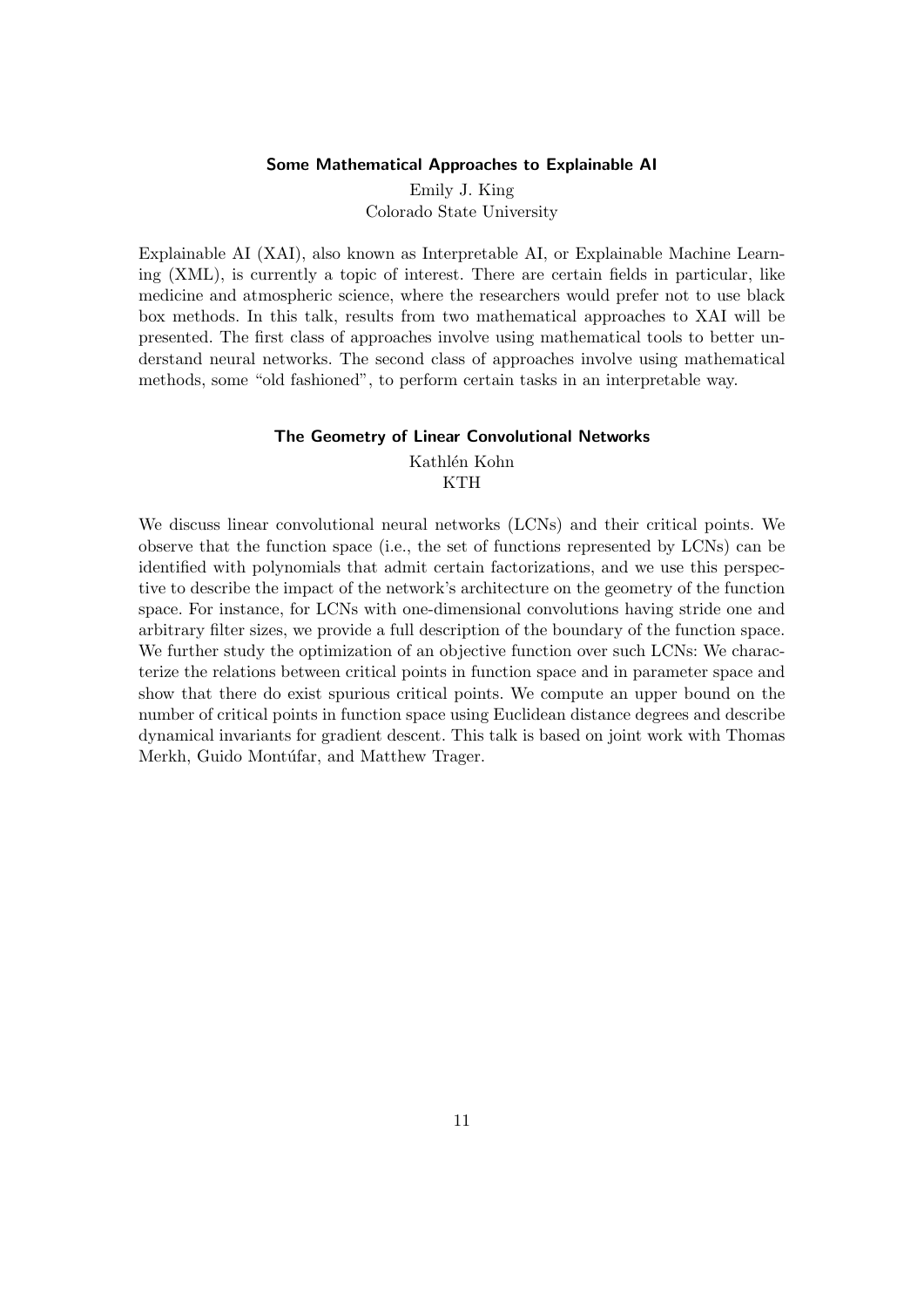### Some Mathematical Approaches to Explainable AI

Emily J. King
Colorado State University

Explainable AI (XAI), also known as Interpretable AI, or Explainable Machine Learning (XML), is currently a topic of interest. There are certain fields in particular, like medicine and atmospheric science, where the researchers would prefer not to use black box methods. In this talk, results from two mathematical approaches to XAI will be presented. The first class of approaches involve using mathematical tools to better understand neural networks. The second class of approaches involve using mathematical methods, some "old fashioned", to perform certain tasks in an interpretable way.

### The Geometry of Linear Convolutional Networks

Kathlén Kohn
KTH

We discuss linear convolutional neural networks (LCNs) and their critical points. We observe that the function space (i.e., the set of functions represented by LCNs) can be identified with polynomials that admit certain factorizations, and we use this perspective to describe the impact of the network's architecture on the geometry of the function space. For instance, for LCNs with one-dimensional convolutions having stride one and arbitrary filter sizes, we provide a full description of the boundary of the function space. We further study the optimization of an objective function over such LCNs: We characterize the relations between critical points in function space and in parameter space and show that there do exist spurious critical points. We compute an upper bound on the number of critical points in function space using Euclidean distance degrees and describe dynamical invariants for gradient descent. This talk is based on joint work with Thomas Merkh, Guido Montúfar, and Matthew Trager.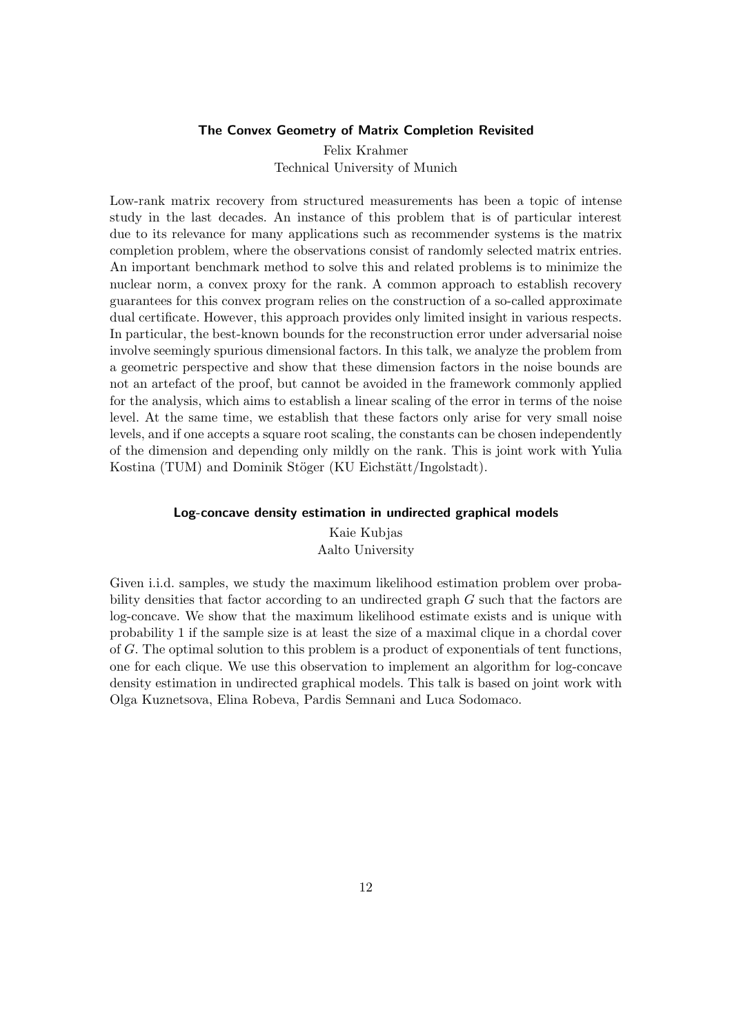### The Convex Geometry of Matrix Completion Revisited

Felix Krahmer
Technical University of Munich

Low-rank matrix recovery from structured measurements has been a topic of intense study in the last decades. An instance of this problem that is of particular interest due to its relevance for many applications such as recommender systems is the matrix completion problem, where the observations consist of randomly selected matrix entries. An important benchmark method to solve this and related problems is to minimize the nuclear norm, a convex proxy for the rank. A common approach to establish recovery guarantees for this convex program relies on the construction of a so-called approximate dual certificate. However, this approach provides only limited insight in various respects. In particular, the best-known bounds for the reconstruction error under adversarial noise involve seemingly spurious dimensional factors. In this talk, we analyze the problem from a geometric perspective and show that these dimension factors in the noise bounds are not an artefact of the proof, but cannot be avoided in the framework commonly applied for the analysis, which aims to establish a linear scaling of the error in terms of the noise level. At the same time, we establish that these factors only arise for very small noise levels, and if one accepts a square root scaling, the constants can be chosen independently of the dimension and depending only mildly on the rank. This is joint work with Yulia Kostina (TUM) and Dominik Stöger (KU Eichstätt/Ingolstadt).

### Log-concave density estimation in undirected graphical models

Kaie Kubjas
Aalto University

Given i.i.d. samples, we study the maximum likelihood estimation problem over probability densities that factor according to an undirected graph $G$ such that the factors are log-concave. We show that the maximum likelihood estimate exists and is unique with probability 1 if the sample size is at least the size of a maximal clique in a chordal cover of $G$. The optimal solution to this problem is a product of exponentials of tent functions, one for each clique. We use this observation to implement an algorithm for log-concave density estimation in undirected graphical models. This talk is based on joint work with Olga Kuznetsova, Elina Robeva, Pardis Semnani and Luca Sodomaco.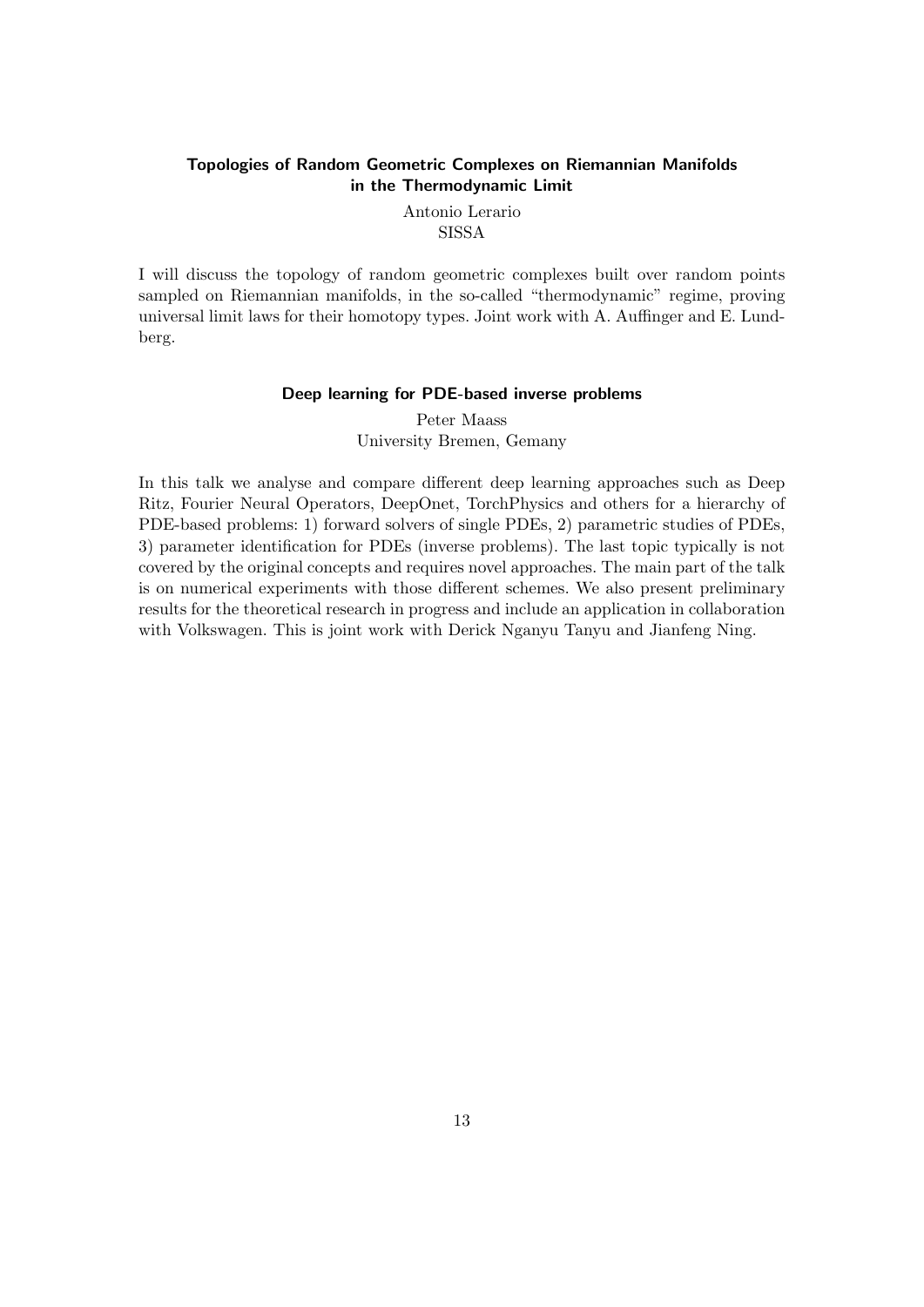### Topologies of Random Geometric Complexes on Riemannian Manifolds in the Thermodynamic Limit

Antonio Lerario
SISSA

I will discuss the topology of random geometric complexes built over random points sampled on Riemannian manifolds, in the so-called "thermodynamic" regime, proving universal limit laws for their homotopy types. Joint work with A. Auffinger and E. Lundberg.

### Deep learning for PDE-based inverse problems

Peter Maass
University Bremen, Gemany

In this talk we analyse and compare different deep learning approaches such as Deep Ritz, Fourier Neural Operators, DeepOnet, TorchPhysics and others for a hierarchy of PDE-based problems: 1) forward solvers of single PDEs, 2) parametric studies of PDEs, 3) parameter identification for PDEs (inverse problems). The last topic typically is not covered by the original concepts and requires novel approaches. The main part of the talk is on numerical experiments with those different schemes. We also present preliminary results for the theoretical research in progress and include an application in collaboration with Volkswagen. This is joint work with Derick Nganyu Tanyu and Jianfeng Ning.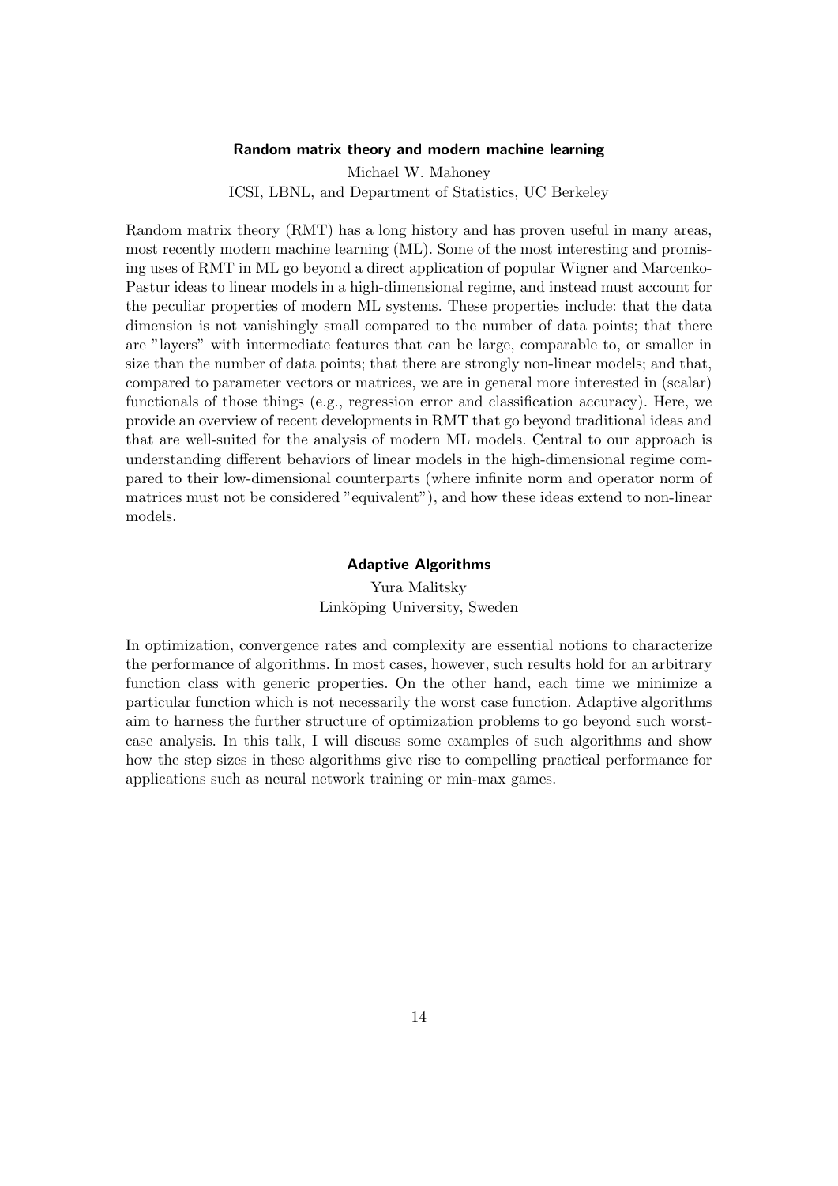### Random matrix theory and modern machine learning

Michael W. Mahoney
ICSI, LBNL, and Department of Statistics, UC Berkeley

Random matrix theory (RMT) has a long history and has proven useful in many areas, most recently modern machine learning (ML). Some of the most interesting and promising uses of RMT in ML go beyond a direct application of popular Wigner and Marcenko-Pastur ideas to linear models in a high-dimensional regime, and instead must account for the peculiar properties of modern ML systems. These properties include: that the data dimension is not vanishingly small compared to the number of data points; that there are "layers" with intermediate features that can be large, comparable to, or smaller in size than the number of data points; that there are strongly non-linear models; and that, compared to parameter vectors or matrices, we are in general more interested in (scalar) functionals of those things (e.g., regression error and classification accuracy). Here, we provide an overview of recent developments in RMT that go beyond traditional ideas and that are well-suited for the analysis of modern ML models. Central to our approach is understanding different behaviors of linear models in the high-dimensional regime compared to their low-dimensional counterparts (where infinite norm and operator norm of matrices must not be considered "equivalent"), and how these ideas extend to non-linear models.

### Adaptive Algorithms

Yura Malitsky
Linköping University, Sweden

In optimization, convergence rates and complexity are essential notions to characterize the performance of algorithms. In most cases, however, such results hold for an arbitrary function class with generic properties. On the other hand, each time we minimize a particular function which is not necessarily the worst case function. Adaptive algorithms aim to harness the further structure of optimization problems to go beyond such worst-case analysis. In this talk, I will discuss some examples of such algorithms and show how the step sizes in these algorithms give rise to compelling practical performance for applications such as neural network training or min-max games.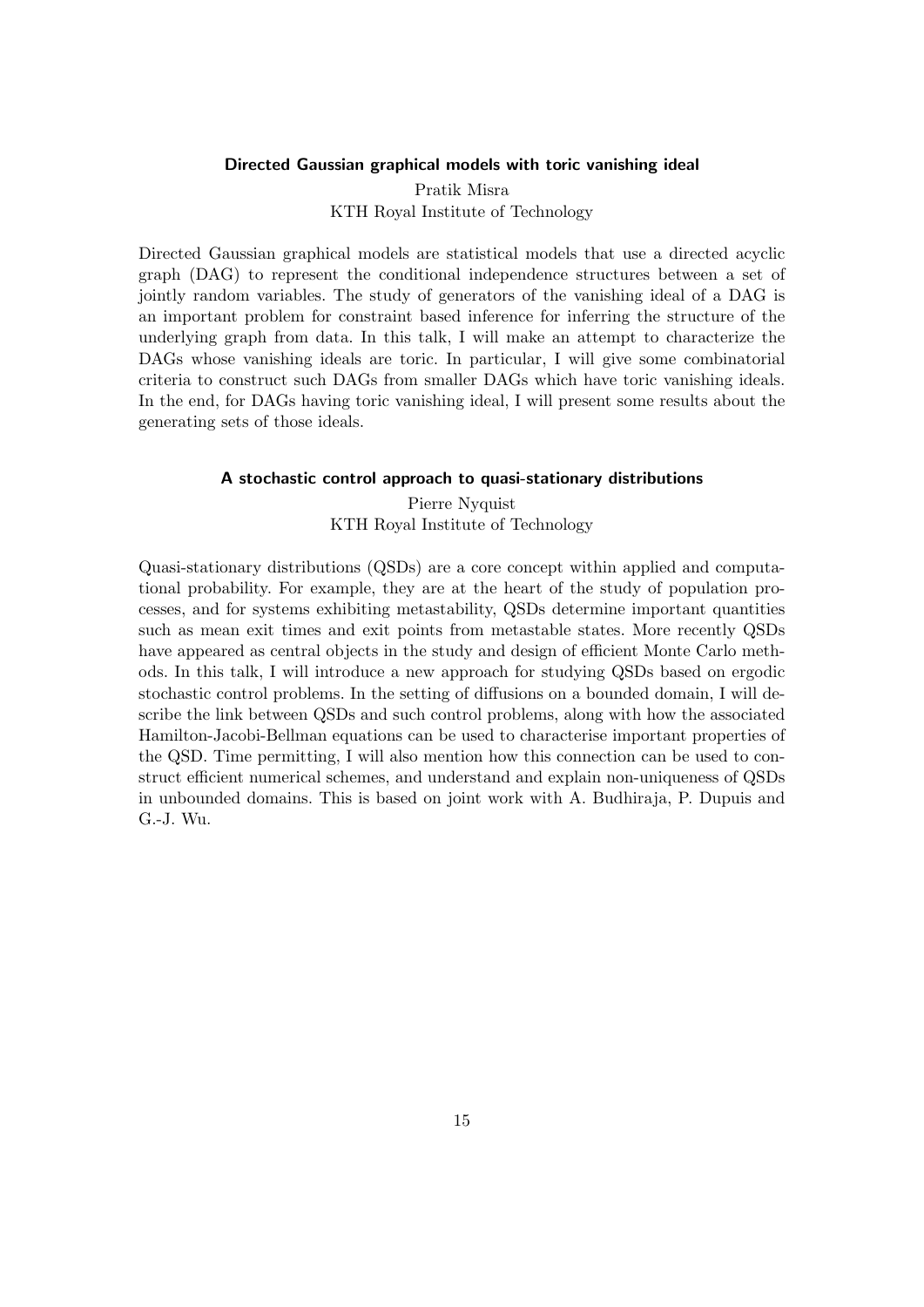### Directed Gaussian graphical models with toric vanishing ideal

Pratik Misra
KTH Royal Institute of Technology

Directed Gaussian graphical models are statistical models that use a directed acyclic graph (DAG) to represent the conditional independence structures between a set of jointly random variables. The study of generators of the vanishing ideal of a DAG is an important problem for constraint based inference for inferring the structure of the underlying graph from data. In this talk, I will make an attempt to characterize the DAGs whose vanishing ideals are toric. In particular, I will give some combinatorial criteria to construct such DAGs from smaller DAGs which have toric vanishing ideals. In the end, for DAGs having toric vanishing ideal, I will present some results about the generating sets of those ideals.

### A stochastic control approach to quasi-stationary distributions

Pierre Nyquist
KTH Royal Institute of Technology

Quasi-stationary distributions (QSDs) are a core concept within applied and computational probability. For example, they are at the heart of the study of population processes, and for systems exhibiting metastability, QSDs determine important quantities such as mean exit times and exit points from metastable states. More recently QSDs have appeared as central objects in the study and design of efficient Monte Carlo methods. In this talk, I will introduce a new approach for studying QSDs based on ergodic stochastic control problems. In the setting of diffusions on a bounded domain, I will describe the link between QSDs and such control problems, along with how the associated Hamilton-Jacobi-Bellman equations can be used to characterise important properties of the QSD. Time permitting, I will also mention how this connection can be used to construct efficient numerical schemes, and understand and explain non-uniqueness of QSDs in unbounded domains. This is based on joint work with A. Budhiraja, P. Dupuis and G.-J. Wu.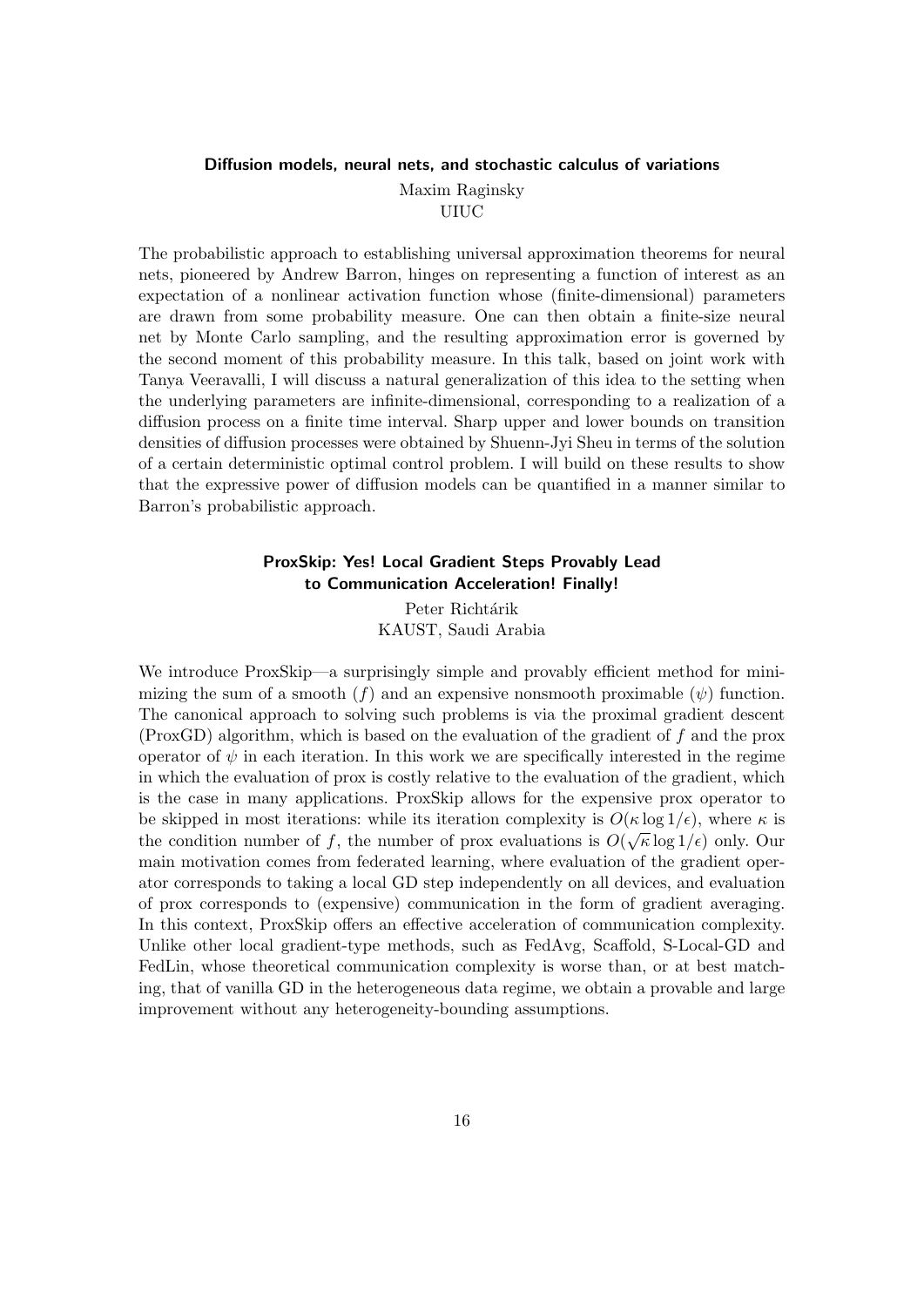### Diffusion models, neural nets, and stochastic calculus of variations

Maxim Raginsky
UIUC

The probabilistic approach to establishing universal approximation theorems for neural nets, pioneered by Andrew Barron, hinges on representing a function of interest as an expectation of a nonlinear activation function whose (finite-dimensional) parameters are drawn from some probability measure. One can then obtain a finite-size neural net by Monte Carlo sampling, and the resulting approximation error is governed by the second moment of this probability measure. In this talk, based on joint work with Tanya Veeravalli, I will discuss a natural generalization of this idea to the setting when the underlying parameters are infinite-dimensional, corresponding to a realization of a diffusion process on a finite time interval. Sharp upper and lower bounds on transition densities of diffusion processes were obtained by Shuenn-Jyi Sheu in terms of the solution of a certain deterministic optimal control problem. I will build on these results to show that the expressive power of diffusion models can be quantified in a manner similar to Barron's probabilistic approach.

### ProxSkip: Yes! Local Gradient Steps Provably Lead to Communication Acceleration! Finally!

Peter Richtárik
KAUST, Saudi Arabia

We introduce ProxSkip—a surprisingly simple and provably efficient method for minimizing the sum of a smooth ($f$) and an expensive nonsmooth proximable ($\psi$) function. The canonical approach to solving such problems is via the proximal gradient descent (ProxGD) algorithm, which is based on the evaluation of the gradient of $f$ and the prox operator of $\psi$ in each iteration. In this work we are specifically interested in the regime in which the evaluation of prox is costly relative to the evaluation of the gradient, which is the case in many applications. ProxSkip allows for the expensive prox operator to be skipped in most iterations: while its iteration complexity is $O(\kappa \log 1/\epsilon)$, where $\kappa$ is the condition number of $f$, the number of prox evaluations is $O(\sqrt{\kappa} \log 1/\epsilon)$ only. Our main motivation comes from federated learning, where evaluation of the gradient operator corresponds to taking a local GD step independently on all devices, and evaluation of prox corresponds to (expensive) communication in the form of gradient averaging. In this context, ProxSkip offers an effective acceleration of communication complexity. Unlike other local gradient-type methods, such as FedAvg, Scaffold, S-Local-GD and FedLin, whose theoretical communication complexity is worse than, or at best matching, that of vanilla GD in the heterogeneous data regime, we obtain a provable and large improvement without any heterogeneity-bounding assumptions.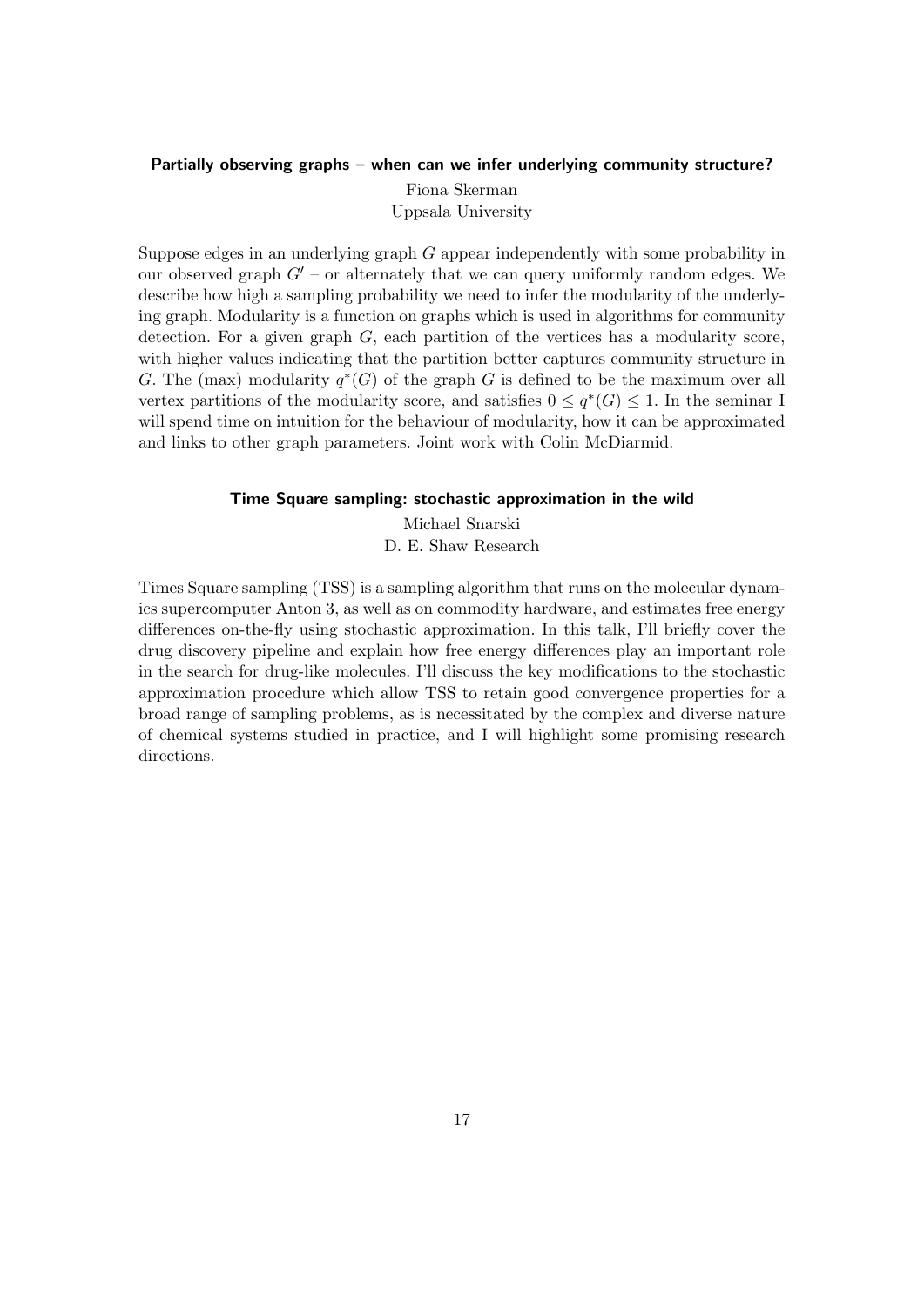### Partially observing graphs – when can we infer underlying community structure?

Fiona Skerman  
Uppsala University

Suppose edges in an underlying graph $G$ appear independently with some probability in our observed graph $G'$ – or alternately that we can query uniformly random edges. We describe how high a sampling probability we need to infer the modularity of the underlying graph. Modularity is a function on graphs which is used in algorithms for community detection. For a given graph $G$, each partition of the vertices has a modularity score, with higher values indicating that the partition better captures community structure in $G$. The (max) modularity $q^*(G)$ of the graph $G$ is defined to be the maximum over all vertex partitions of the modularity score, and satisfies $0 \leq q^*(G) \leq 1$. In the seminar I will spend time on intuition for the behaviour of modularity, how it can be approximated and links to other graph parameters. Joint work with Colin McDiarmid.

### Time Square sampling: stochastic approximation in the wild

Michael Snarski  
D. E. Shaw Research

Times Square sampling (TSS) is a sampling algorithm that runs on the molecular dynamics supercomputer Anton 3, as well as on commodity hardware, and estimates free energy differences on-the-fly using stochastic approximation. In this talk, I'll briefly cover the drug discovery pipeline and explain how free energy differences play an important role in the search for drug-like molecules. I'll discuss the key modifications to the stochastic approximation procedure which allow TSS to retain good convergence properties for a broad range of sampling problems, as is necessitated by the complex and diverse nature of chemical systems studied in practice, and I will highlight some promising research directions.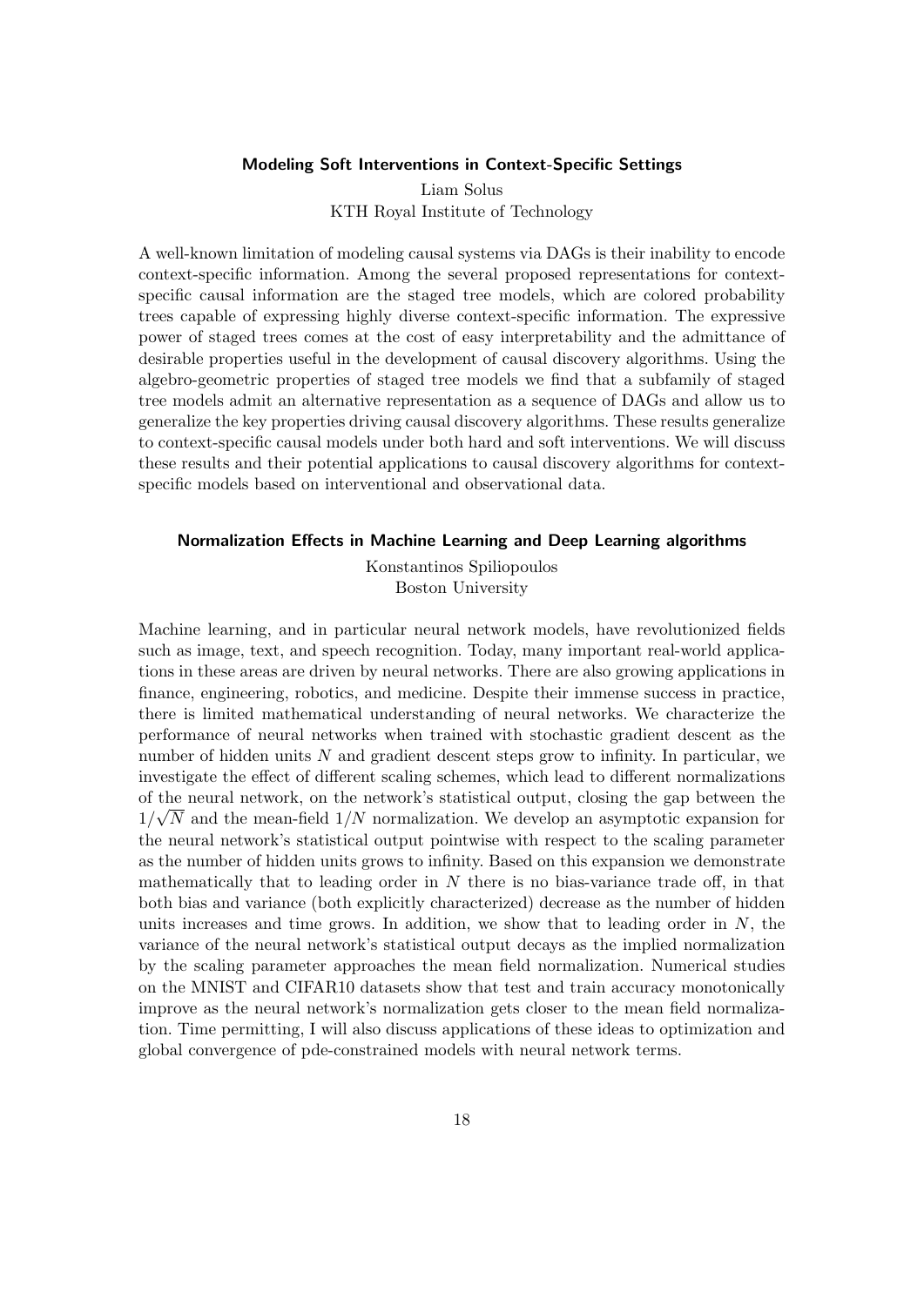### Modeling Soft Interventions in Context-Specific Settings

Liam Solus
KTH Royal Institute of Technology

A well-known limitation of modeling causal systems via DAGs is their inability to encode context-specific information. Among the several proposed representations for context-specific causal information are the staged tree models, which are colored probability trees capable of expressing highly diverse context-specific information. The expressive power of staged trees comes at the cost of easy interpretability and the admittance of desirable properties useful in the development of causal discovery algorithms. Using the algebro-geometric properties of staged tree models we find that a subfamily of staged tree models admit an alternative representation as a sequence of DAGs and allow us to generalize the key properties driving causal discovery algorithms. These results generalize to context-specific causal models under both hard and soft interventions. We will discuss these results and their potential applications to causal discovery algorithms for context-specific models based on interventional and observational data.

### Normalization Effects in Machine Learning and Deep Learning algorithms

Konstantinos Spiliopoulos
Boston University

Machine learning, and in particular neural network models, have revolutionized fields such as image, text, and speech recognition. Today, many important real-world applications in these areas are driven by neural networks. There are also growing applications in finance, engineering, robotics, and medicine. Despite their immense success in practice, there is limited mathematical understanding of neural networks. We characterize the performance of neural networks when trained with stochastic gradient descent as the number of hidden units $N$ and gradient descent steps grow to infinity. In particular, we investigate the effect of different scaling schemes, which lead to different normalizations of the neural network, on the network's statistical output, closing the gap between the $1/\sqrt{N}$ and the mean-field $1/N$ normalization. We develop an asymptotic expansion for the neural network's statistical output pointwise with respect to the scaling parameter as the number of hidden units grows to infinity. Based on this expansion we demonstrate mathematically that to leading order in $N$ there is no bias-variance trade off, in that both bias and variance (both explicitly characterized) decrease as the number of hidden units increases and time grows. In addition, we show that to leading order in $N$, the variance of the neural network's statistical output decays as the implied normalization by the scaling parameter approaches the mean field normalization. Numerical studies on the MNIST and CIFAR10 datasets show that test and train accuracy monotonically improve as the neural network's normalization gets closer to the mean field normalization. Time permitting, I will also discuss applications of these ideas to optimization and global convergence of pde-constrained models with neural network terms.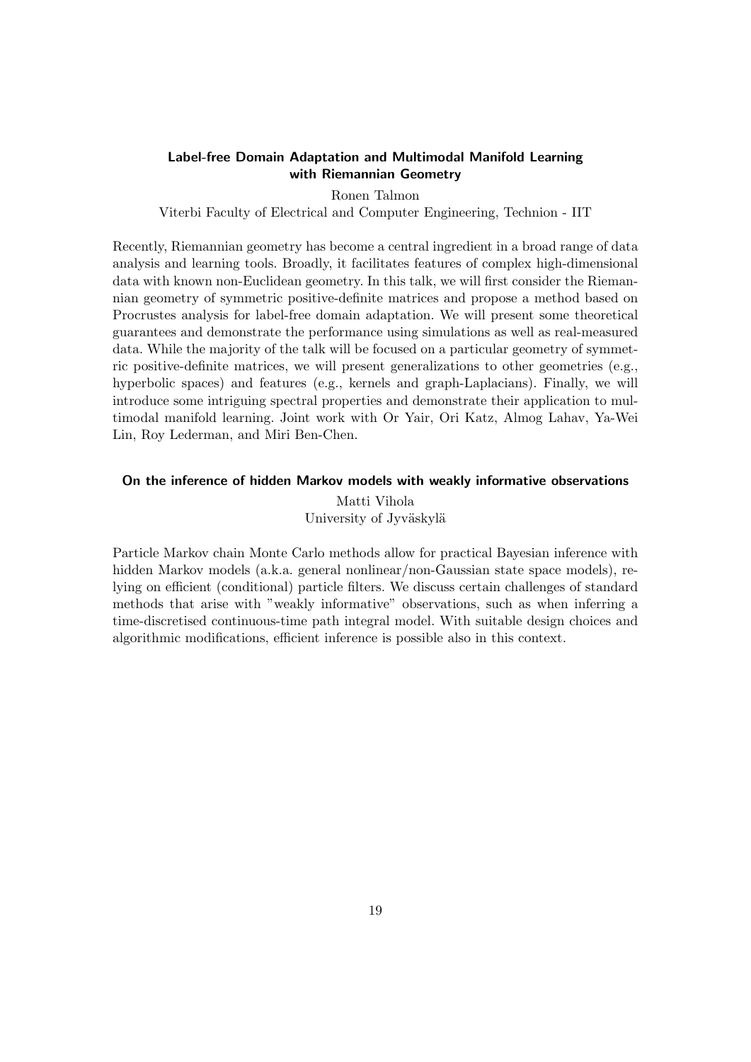### Label-free Domain Adaptation and Multimodal Manifold Learning with Riemannian Geometry

Ronen Talmon
Viterbi Faculty of Electrical and Computer Engineering, Technion - IIT

Recently, Riemannian geometry has become a central ingredient in a broad range of data analysis and learning tools. Broadly, it facilitates features of complex high-dimensional data with known non-Euclidean geometry. In this talk, we will first consider the Riemannian geometry of symmetric positive-definite matrices and propose a method based on Procrustes analysis for label-free domain adaptation. We will present some theoretical guarantees and demonstrate the performance using simulations as well as real-measured data. While the majority of the talk will be focused on a particular geometry of symmetric positive-definite matrices, we will present generalizations to other geometries (e.g., hyperbolic spaces) and features (e.g., kernels and graph-Laplacians). Finally, we will introduce some intriguing spectral properties and demonstrate their application to multimodal manifold learning. Joint work with Or Yair, Ori Katz, Almog Lahav, Ya-Wei Lin, Roy Lederman, and Miri Ben-Chen.

### On the inference of hidden Markov models with weakly informative observations

Matti Vihola
University of Jyväskylä

Particle Markov chain Monte Carlo methods allow for practical Bayesian inference with hidden Markov models (a.k.a. general nonlinear/non-Gaussian state space models), relying on efficient (conditional) particle filters. We discuss certain challenges of standard methods that arise with "weakly informative" observations, such as when inferring a time-discretised continuous-time path integral model. With suitable design choices and algorithmic modifications, efficient inference is possible also in this context.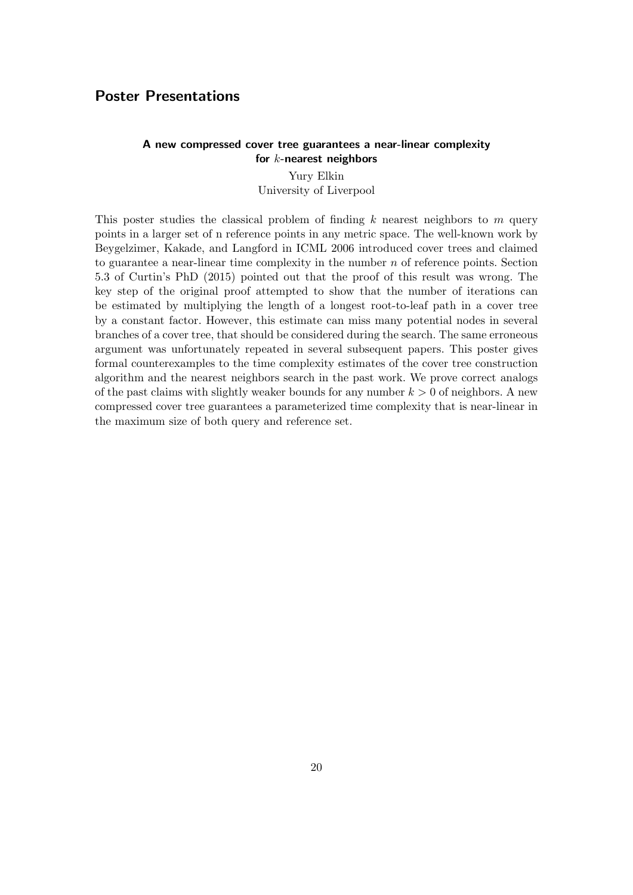## Poster Presentations

### A new compressed cover tree guarantees a near-linear complexity for $k$-nearest neighbors

Yury Elkin
University of Liverpool

This poster studies the classical problem of finding $k$ nearest neighbors to $m$ query points in a larger set of n reference points in any metric space. The well-known work by Beygelzimer, Kakade, and Langford in ICML 2006 introduced cover trees and claimed to guarantee a near-linear time complexity in the number $n$ of reference points. Section 5.3 of Curtin's PhD (2015) pointed out that the proof of this result was wrong. The key step of the original proof attempted to show that the number of iterations can be estimated by multiplying the length of a longest root-to-leaf path in a cover tree by a constant factor. However, this estimate can miss many potential nodes in several branches of a cover tree, that should be considered during the search. The same erroneous argument was unfortunately repeated in several subsequent papers. This poster gives formal counterexamples to the time complexity estimates of the cover tree construction algorithm and the nearest neighbors search in the past work. We prove correct analogs of the past claims with slightly weaker bounds for any number $k > 0$ of neighbors. A new compressed cover tree guarantees a parameterized time complexity that is near-linear in the maximum size of both query and reference set.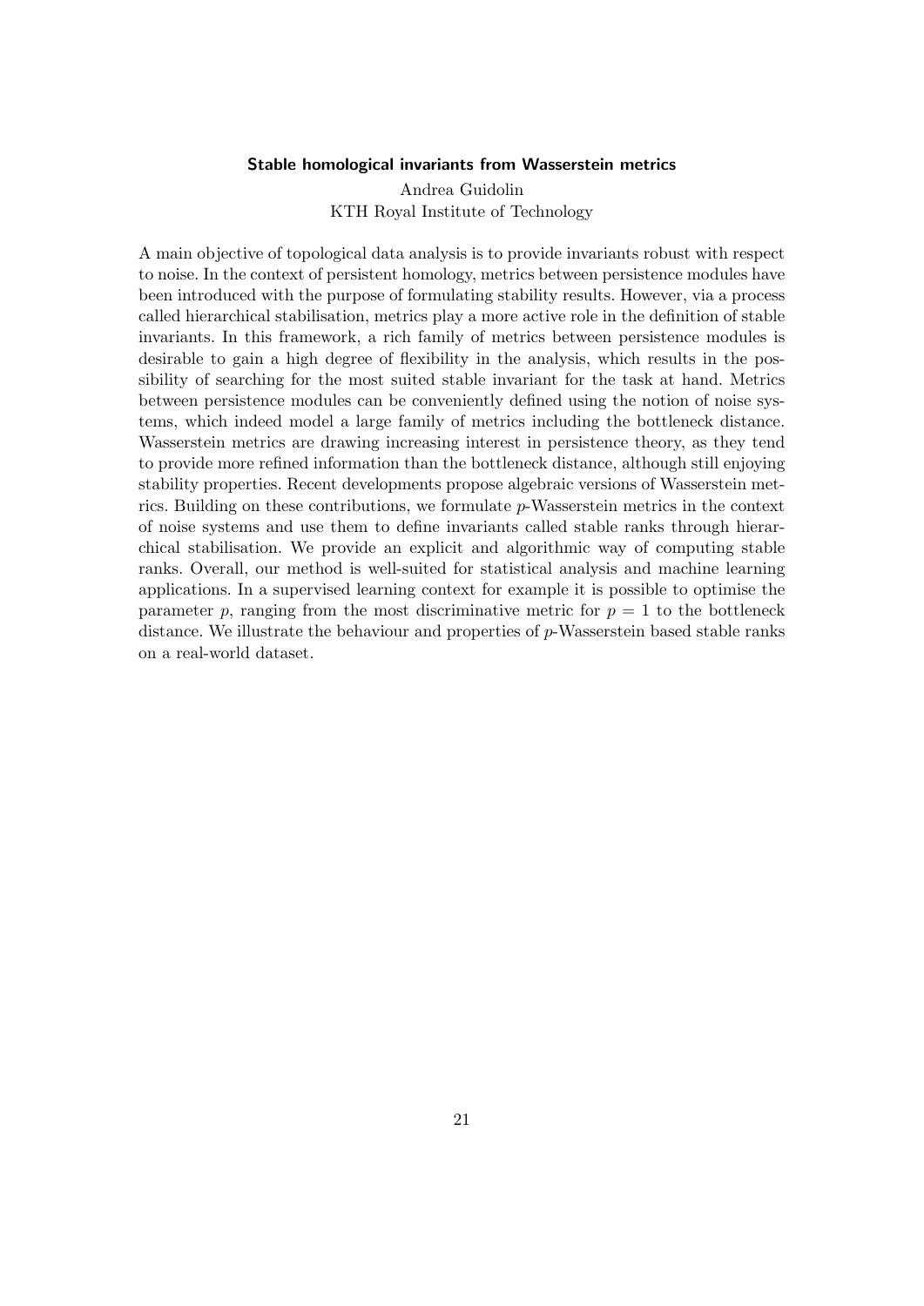### Stable homological invariants from Wasserstein metrics

Andrea Guidolin
KTH Royal Institute of Technology

A main objective of topological data analysis is to provide invariants robust with respect to noise. In the context of persistent homology, metrics between persistence modules have been introduced with the purpose of formulating stability results. However, via a process called hierarchical stabilisation, metrics play a more active role in the definition of stable invariants. In this framework, a rich family of metrics between persistence modules is desirable to gain a high degree of flexibility in the analysis, which results in the possibility of searching for the most suited stable invariant for the task at hand. Metrics between persistence modules can be conveniently defined using the notion of noise systems, which indeed model a large family of metrics including the bottleneck distance. Wasserstein metrics are drawing increasing interest in persistence theory, as they tend to provide more refined information than the bottleneck distance, although still enjoying stability properties. Recent developments propose algebraic versions of Wasserstein metrics. Building on these contributions, we formulate $p$-Wasserstein metrics in the context of noise systems and use them to define invariants called stable ranks through hierarchical stabilisation. We provide an explicit and algorithmic way of computing stable ranks. Overall, our method is well-suited for statistical analysis and machine learning applications. In a supervised learning context for example it is possible to optimise the parameter $p$, ranging from the most discriminative metric for $p = 1$ to the bottleneck distance. We illustrate the behaviour and properties of $p$-Wasserstein based stable ranks on a real-world dataset.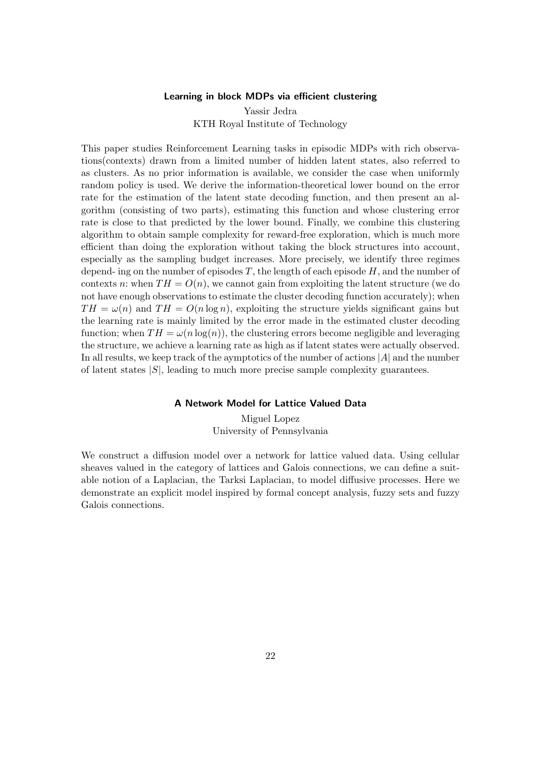### Learning in block MDPs via efficient clustering

Yassir Jedra
KTH Royal Institute of Technology

This paper studies Reinforcement Learning tasks in episodic MDPs with rich observations(contexts) drawn from a limited number of hidden latent states, also referred to as clusters. As no prior information is available, we consider the case when uniformly random policy is used. We derive the information-theoretical lower bound on the error rate for the estimation of the latent state decoding function, and then present an algorithm (consisting of two parts), estimating this function and whose clustering error rate is close to that predicted by the lower bound. Finally, we combine this clustering algorithm to obtain sample complexity for reward-free exploration, which is much more efficient than doing the exploration without taking the block structures into account, especially as the sampling budget increases. More precisely, we identify three regimes depend- ing on the number of episodes $T$, the length of each episode $H$, and the number of contexts $n$: when $TH = O(n)$, we cannot gain from exploiting the latent structure (we do not have enough observations to estimate the cluster decoding function accurately); when $TH = \omega(n)$ and $TH = O(n \log n)$, exploiting the structure yields significant gains but the learning rate is mainly limited by the error made in the estimated cluster decoding function; when $TH = \omega(n \log(n))$, the clustering errors become negligible and leveraging the structure, we achieve a learning rate as high as if latent states were actually observed. In all results, we keep track of the aymptotics of the number of actions $|A|$ and the number of latent states $|S|$, leading to much more precise sample complexity guarantees.

### A Network Model for Lattice Valued Data

Miguel Lopez
University of Pennsylvania

We construct a diffusion model over a network for lattice valued data. Using cellular sheaves valued in the category of lattices and Galois connections, we can define a suitable notion of a Laplacian, the Tarksi Laplacian, to model diffusive processes. Here we demonstrate an explicit model inspired by formal concept analysis, fuzzy sets and fuzzy Galois connections.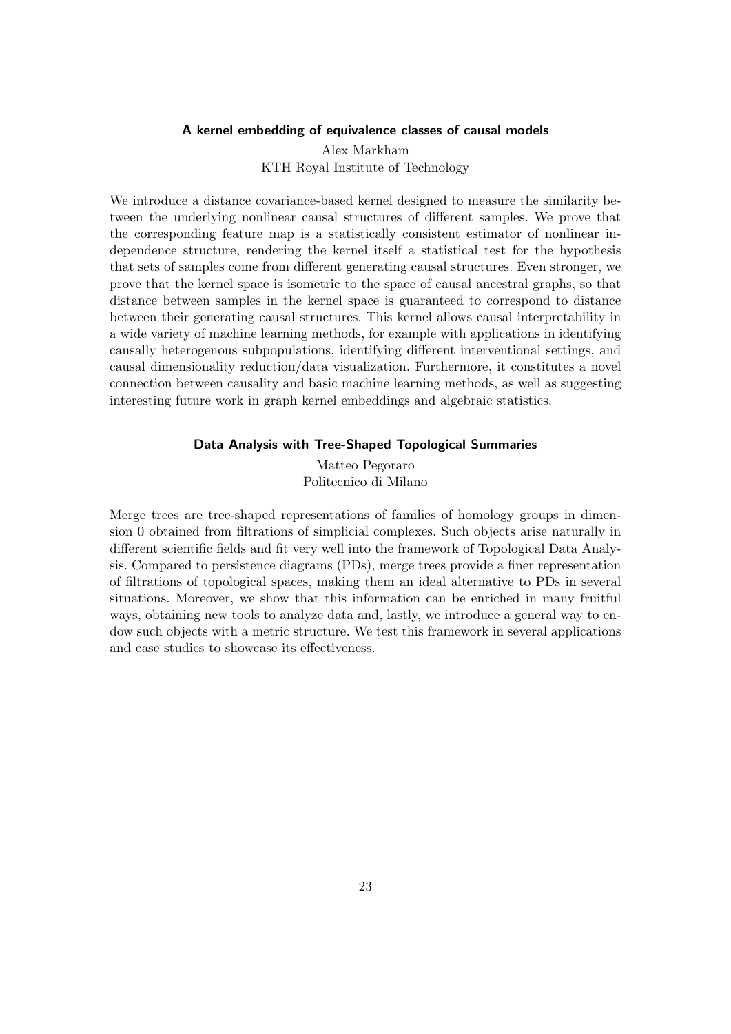### A kernel embedding of equivalence classes of causal models

Alex Markham
KTH Royal Institute of Technology

We introduce a distance covariance-based kernel designed to measure the similarity between the underlying nonlinear causal structures of different samples. We prove that the corresponding feature map is a statistically consistent estimator of nonlinear independence structure, rendering the kernel itself a statistical test for the hypothesis that sets of samples come from different generating causal structures. Even stronger, we prove that the kernel space is isometric to the space of causal ancestral graphs, so that distance between samples in the kernel space is guaranteed to correspond to distance between their generating causal structures. This kernel allows causal interpretability in a wide variety of machine learning methods, for example with applications in identifying causally heterogenous subpopulations, identifying different interventional settings, and causal dimensionality reduction/data visualization. Furthermore, it constitutes a novel connection between causality and basic machine learning methods, as well as suggesting interesting future work in graph kernel embeddings and algebraic statistics.

### Data Analysis with Tree-Shaped Topological Summaries

Matteo Pegoraro
Politecnico di Milano

Merge trees are tree-shaped representations of families of homology groups in dimension 0 obtained from filtrations of simplicial complexes. Such objects arise naturally in different scientific fields and fit very well into the framework of Topological Data Analysis. Compared to persistence diagrams (PDs), merge trees provide a finer representation of filtrations of topological spaces, making them an ideal alternative to PDs in several situations. Moreover, we show that this information can be enriched in many fruitful ways, obtaining new tools to analyze data and, lastly, we introduce a general way to endow such objects with a metric structure. We test this framework in several applications and case studies to showcase its effectiveness.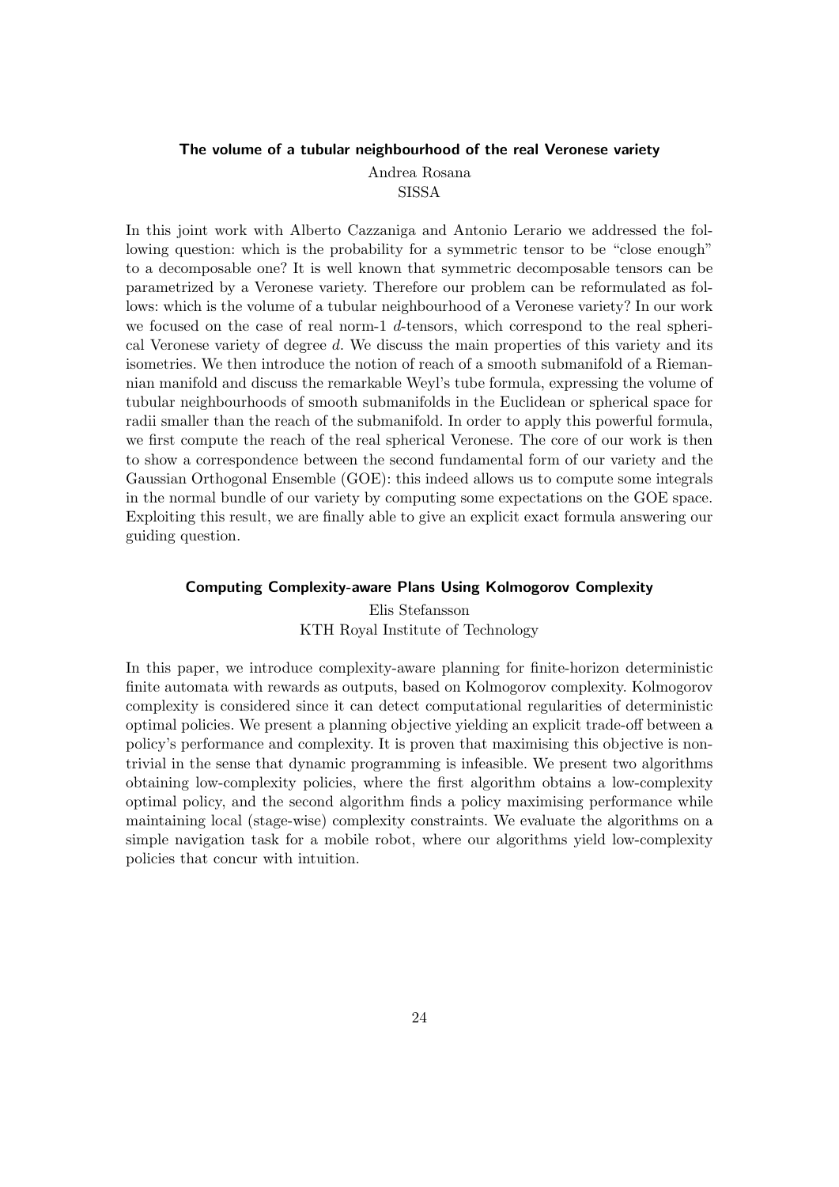### The volume of a tubular neighbourhood of the real Veronese variety

Andrea Rosana
SISSA

In this joint work with Alberto Cazzaniga and Antonio Lerario we addressed the following question: which is the probability for a symmetric tensor to be "close enough" to a decomposable one? It is well known that symmetric decomposable tensors can be parametrized by a Veronese variety. Therefore our problem can be reformulated as follows: which is the volume of a tubular neighbourhood of a Veronese variety? In our work we focused on the case of real norm-1 $d$-tensors, which correspond to the real spherical Veronese variety of degree $d$. We discuss the main properties of this variety and its isometries. We then introduce the notion of reach of a smooth submanifold of a Riemannian manifold and discuss the remarkable Weyl's tube formula, expressing the volume of tubular neighbourhoods of smooth submanifolds in the Euclidean or spherical space for radii smaller than the reach of the submanifold. In order to apply this powerful formula, we first compute the reach of the real spherical Veronese. The core of our work is then to show a correspondence between the second fundamental form of our variety and the Gaussian Orthogonal Ensemble (GOE): this indeed allows us to compute some integrals in the normal bundle of our variety by computing some expectations on the GOE space. Exploiting this result, we are finally able to give an explicit exact formula answering our guiding question.

### Computing Complexity-aware Plans Using Kolmogorov Complexity

Elis Stefansson
KTH Royal Institute of Technology

In this paper, we introduce complexity-aware planning for finite-horizon deterministic finite automata with rewards as outputs, based on Kolmogorov complexity. Kolmogorov complexity is considered since it can detect computational regularities of deterministic optimal policies. We present a planning objective yielding an explicit trade-off between a policy's performance and complexity. It is proven that maximising this objective is non-trivial in the sense that dynamic programming is infeasible. We present two algorithms obtaining low-complexity policies, where the first algorithm obtains a low-complexity optimal policy, and the second algorithm finds a policy maximising performance while maintaining local (stage-wise) complexity constraints. We evaluate the algorithms on a simple navigation task for a mobile robot, where our algorithms yield low-complexity policies that concur with intuition.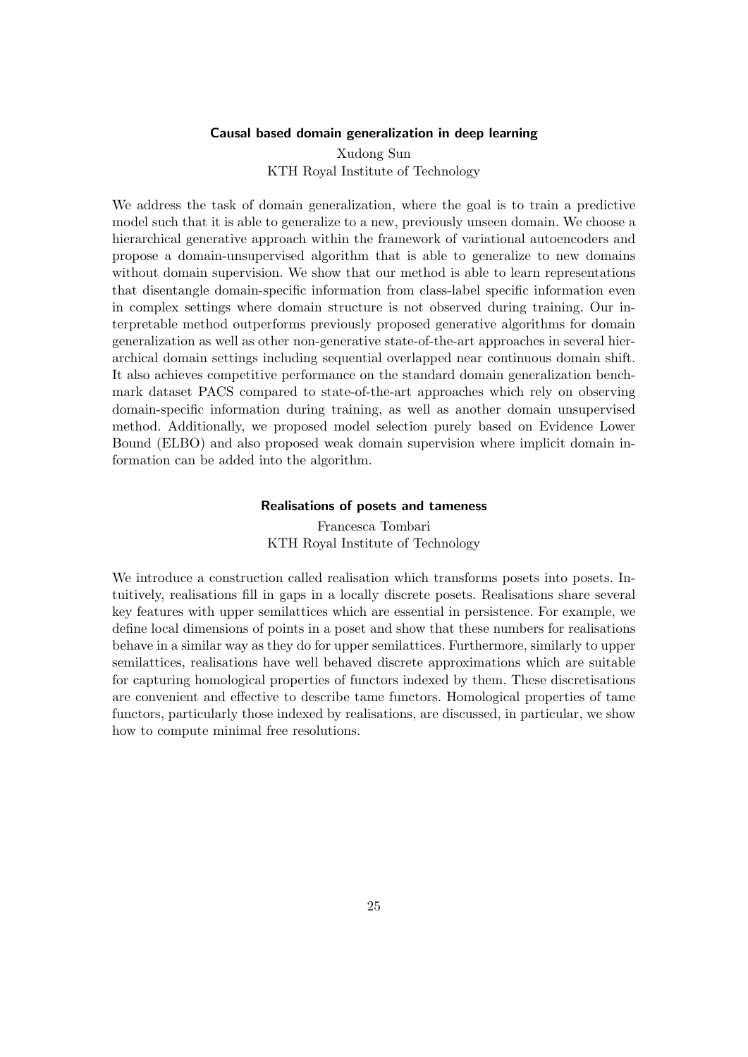### Causal based domain generalization in deep learning

Xudong Sun
KTH Royal Institute of Technology

We address the task of domain generalization, where the goal is to train a predictive model such that it is able to generalize to a new, previously unseen domain. We choose a hierarchical generative approach within the framework of variational autoencoders and propose a domain-unsupervised algorithm that is able to generalize to new domains without domain supervision. We show that our method is able to learn representations that disentangle domain-specific information from class-label specific information even in complex settings where domain structure is not observed during training. Our interpretable method outperforms previously proposed generative algorithms for domain generalization as well as other non-generative state-of-the-art approaches in several hierarchical domain settings including sequential overlapped near continuous domain shift. It also achieves competitive performance on the standard domain generalization benchmark dataset PACS compared to state-of-the-art approaches which rely on observing domain-specific information during training, as well as another domain unsupervised method. Additionally, we proposed model selection purely based on Evidence Lower Bound (ELBO) and also proposed weak domain supervision where implicit domain information can be added into the algorithm.

### Realisations of posets and tameness

Francesca Tombari
KTH Royal Institute of Technology

We introduce a construction called realisation which transforms posets into posets. Intuitively, realisations fill in gaps in a locally discrete posets. Realisations share several key features with upper semilattices which are essential in persistence. For example, we define local dimensions of points in a poset and show that these numbers for realisations behave in a similar way as they do for upper semilattices. Furthermore, similarly to upper semilattices, realisations have well behaved discrete approximations which are suitable for capturing homological properties of functors indexed by them. These discretisations are convenient and effective to describe tame functors. Homological properties of tame functors, particularly those indexed by realisations, are discussed, in particular, we show how to compute minimal free resolutions.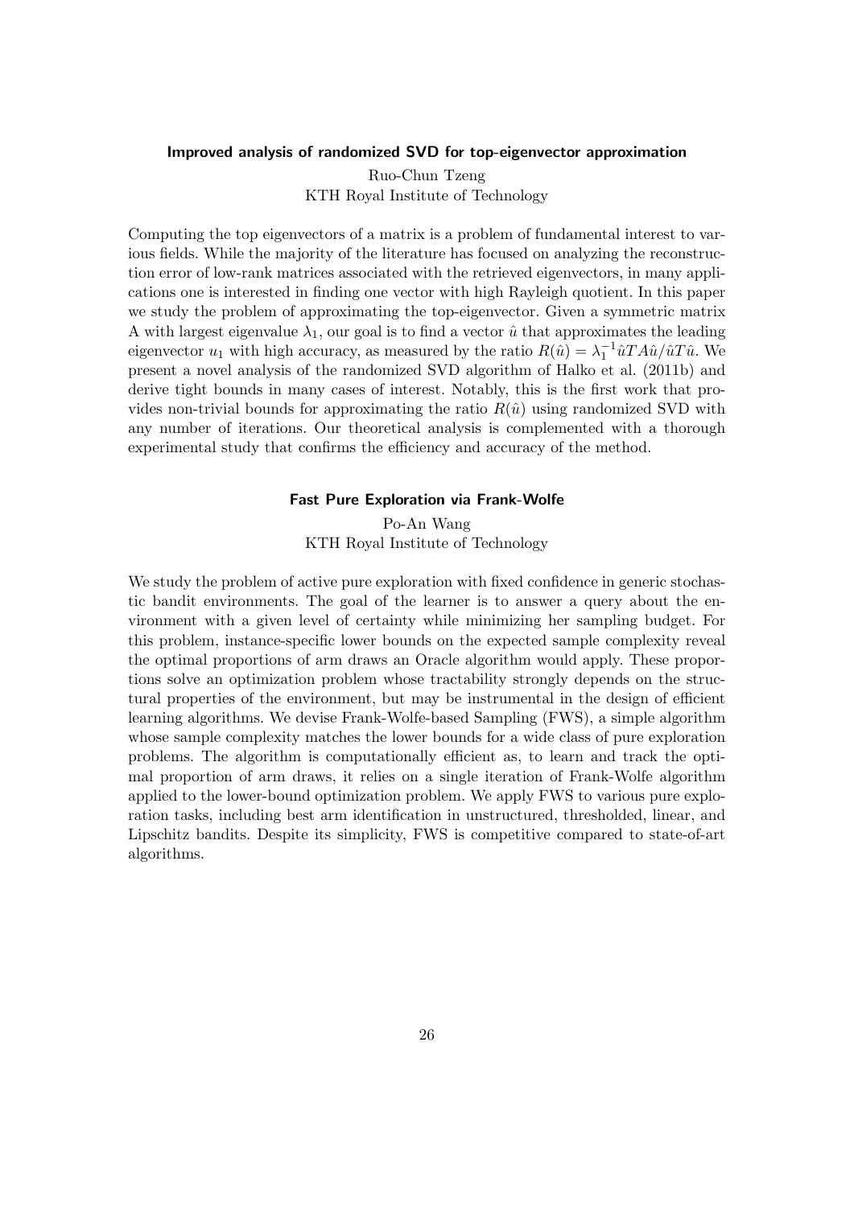### Improved analysis of randomized SVD for top-eigenvector approximation

Ruo-Chun Tzeng
KTH Royal Institute of Technology

Computing the top eigenvectors of a matrix is a problem of fundamental interest to various fields. While the majority of the literature has focused on analyzing the reconstruction error of low-rank matrices associated with the retrieved eigenvectors, in many applications one is interested in finding one vector with high Rayleigh quotient. In this paper we study the problem of approximating the top-eigenvector. Given a symmetric matrix A with largest eigenvalue $\lambda_1$, our goal is to find a vector $\hat{u}$ that approximates the leading eigenvector $u_1$ with high accuracy, as measured by the ratio $R(\hat{u}) = \lambda_1^{-1}\hat{u}TA\hat{u}/\hat{u}T\hat{u}$. We present a novel analysis of the randomized SVD algorithm of Halko et al. (2011b) and derive tight bounds in many cases of interest. Notably, this is the first work that provides non-trivial bounds for approximating the ratio $R(\hat{u})$ using randomized SVD with any number of iterations. Our theoretical analysis is complemented with a thorough experimental study that confirms the efficiency and accuracy of the method.

### Fast Pure Exploration via Frank-Wolfe

Po-An Wang
KTH Royal Institute of Technology

We study the problem of active pure exploration with fixed confidence in generic stochastic bandit environments. The goal of the learner is to answer a query about the environment with a given level of certainty while minimizing her sampling budget. For this problem, instance-specific lower bounds on the expected sample complexity reveal the optimal proportions of arm draws an Oracle algorithm would apply. These proportions solve an optimization problem whose tractability strongly depends on the structural properties of the environment, but may be instrumental in the design of efficient learning algorithms. We devise Frank-Wolfe-based Sampling (FWS), a simple algorithm whose sample complexity matches the lower bounds for a wide class of pure exploration problems. The algorithm is computationally efficient as, to learn and track the optimal proportion of arm draws, it relies on a single iteration of Frank-Wolfe algorithm applied to the lower-bound optimization problem. We apply FWS to various pure exploration tasks, including best arm identification in unstructured, thresholded, linear, and Lipschitz bandits. Despite its simplicity, FWS is competitive compared to state-of-art algorithms.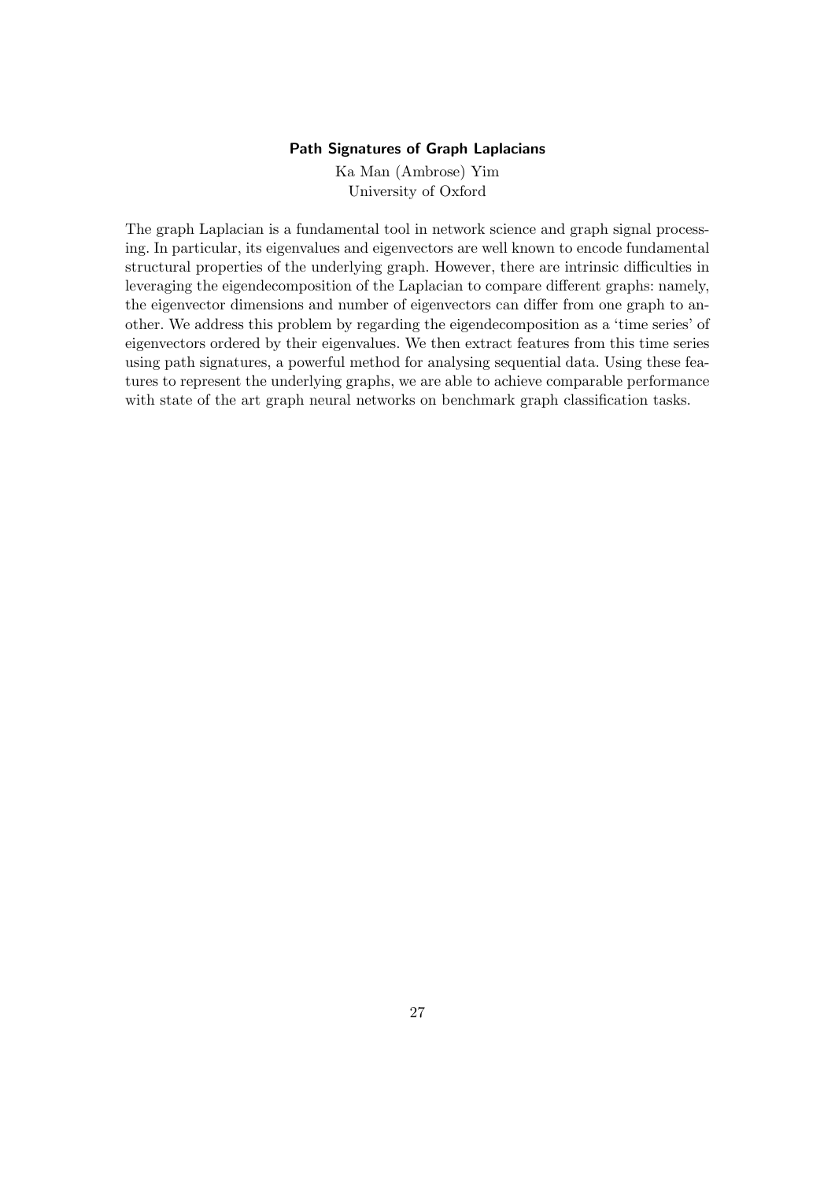### Path Signatures of Graph Laplacians

Ka Man (Ambrose) Yim
University of Oxford

The graph Laplacian is a fundamental tool in network science and graph signal processing. In particular, its eigenvalues and eigenvectors are well known to encode fundamental structural properties of the underlying graph. However, there are intrinsic difficulties in leveraging the eigendecomposition of the Laplacian to compare different graphs: namely, the eigenvector dimensions and number of eigenvectors can differ from one graph to another. We address this problem by regarding the eigendecomposition as a 'time series' of eigenvectors ordered by their eigenvalues. We then extract features from this time series using path signatures, a powerful method for analysing sequential data. Using these features to represent the underlying graphs, we are able to achieve comparable performance with state of the art graph neural networks on benchmark graph classification tasks.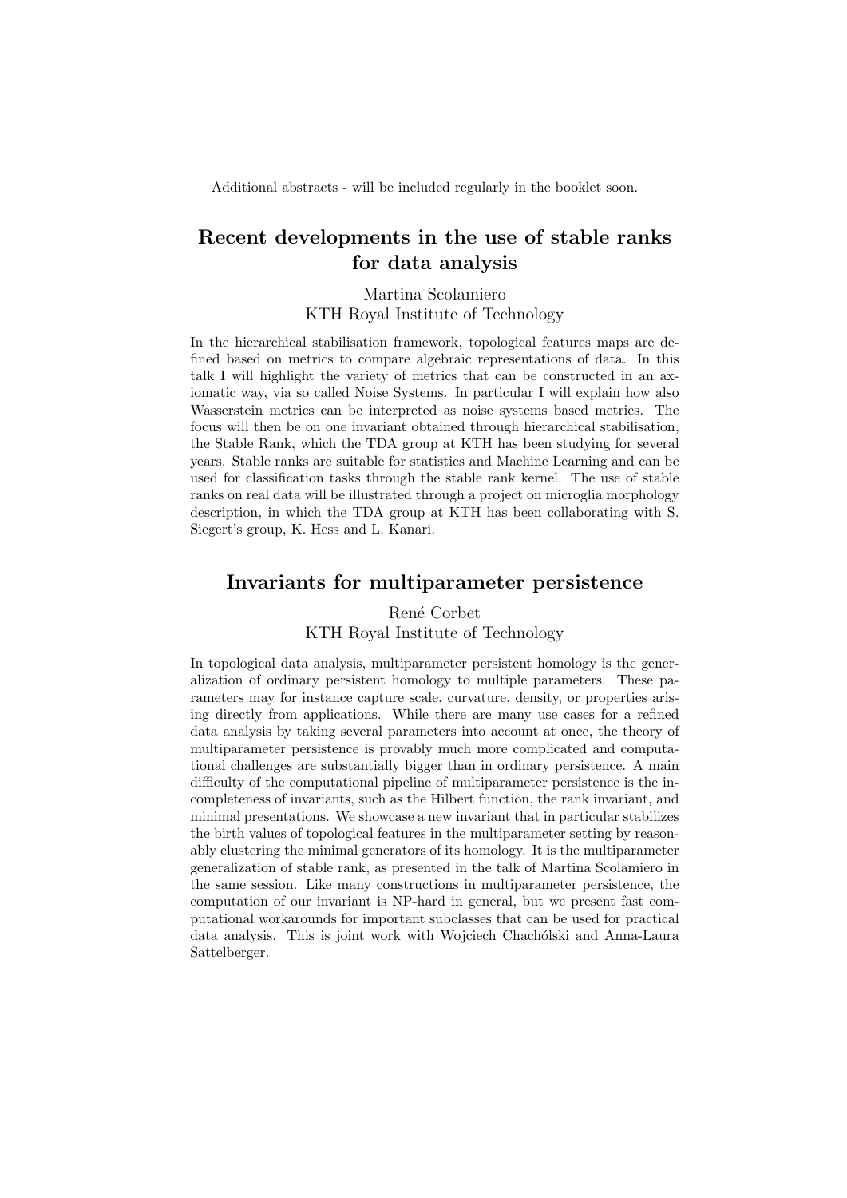Additional abstracts - will be included regularly in the booklet soon.

## Recent developments in the use of stable ranks for data analysis

Martina Scolamiero
KTH Royal Institute of Technology

In the hierarchical stabilisation framework, topological features maps are defined based on metrics to compare algebraic representations of data. In this talk I will highlight the variety of metrics that can be constructed in an axiomatic way, via so called Noise Systems. In particular I will explain how also Wasserstein metrics can be interpreted as noise systems based metrics. The focus will then be on one invariant obtained through hierarchical stabilisation, the Stable Rank, which the TDA group at KTH has been studying for several years. Stable ranks are suitable for statistics and Machine Learning and can be used for classification tasks through the stable rank kernel. The use of stable ranks on real data will be illustrated through a project on microglia morphology description, in which the TDA group at KTH has been collaborating with S. Siegert's group, K. Hess and L. Kanari.

## Invariants for multiparameter persistence

René Corbet
KTH Royal Institute of Technology

In topological data analysis, multiparameter persistent homology is the generalization of ordinary persistent homology to multiple parameters. These parameters may for instance capture scale, curvature, density, or properties arising directly from applications. While there are many use cases for a refined data analysis by taking several parameters into account at once, the theory of multiparameter persistence is provably much more complicated and computational challenges are substantially bigger than in ordinary persistence. A main difficulty of the computational pipeline of multiparameter persistence is the incompleteness of invariants, such as the Hilbert function, the rank invariant, and minimal presentations. We showcase a new invariant that in particular stabilizes the birth values of topological features in the multiparameter setting by reasonably clustering the minimal generators of its homology. It is the multiparameter generalization of stable rank, as presented in the talk of Martina Scolamiero in the same session. Like many constructions in multiparameter persistence, the computation of our invariant is NP-hard in general, but we present fast computational workarounds for important subclasses that can be used for practical data analysis. This is joint work with Wojciech Chachólski and Anna-Laura Sattelberger.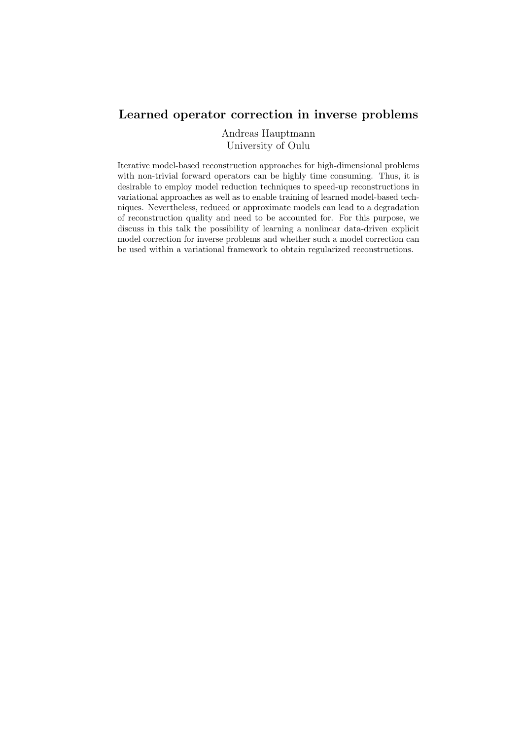## Learned operator correction in inverse problems

Andreas Hauptmann
University of Oulu

Iterative model-based reconstruction approaches for high-dimensional problems with non-trivial forward operators can be highly time consuming. Thus, it is desirable to employ model reduction techniques to speed-up reconstructions in variational approaches as well as to enable training of learned model-based techniques. Nevertheless, reduced or approximate models can lead to a degradation of reconstruction quality and need to be accounted for. For this purpose, we discuss in this talk the possibility of learning a nonlinear data-driven explicit model correction for inverse problems and whether such a model correction can be used within a variational framework to obtain regularized reconstructions.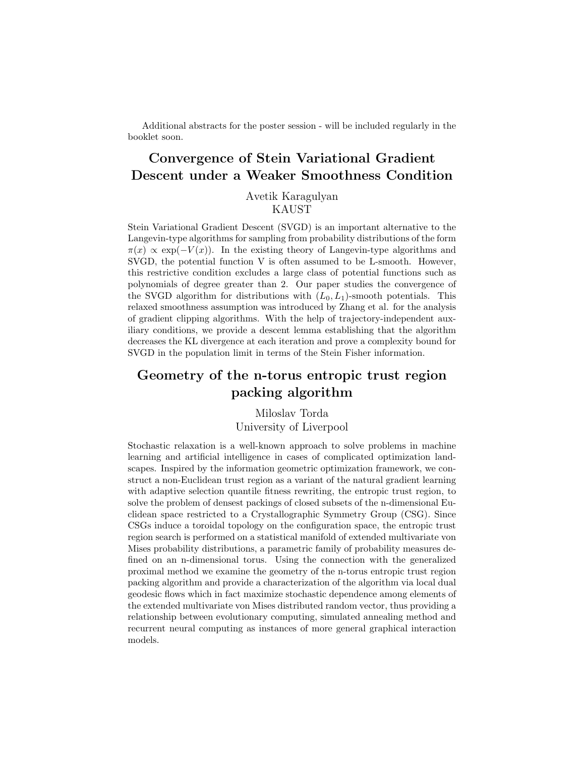Additional abstracts for the poster session - will be included regularly in the booklet soon.

## Convergence of Stein Variational Gradient Descent under a Weaker Smoothness Condition

Avetik Karagulyan
KAUST

Stein Variational Gradient Descent (SVGD) is an important alternative to the Langevin-type algorithms for sampling from probability distributions of the form $\pi(x) \propto \exp(-V(x))$. In the existing theory of Langevin-type algorithms and SVGD, the potential function V is often assumed to be L-smooth. However, this restrictive condition excludes a large class of potential functions such as polynomials of degree greater than 2. Our paper studies the convergence of the SVGD algorithm for distributions with $(L_0, L_1)$-smooth potentials. This relaxed smoothness assumption was introduced by Zhang et al. for the analysis of gradient clipping algorithms. With the help of trajectory-independent auxiliary conditions, we provide a descent lemma establishing that the algorithm decreases the KL divergence at each iteration and prove a complexity bound for SVGD in the population limit in terms of the Stein Fisher information.

## Geometry of the n-torus entropic trust region packing algorithm

Miloslav Torda
University of Liverpool

Stochastic relaxation is a well-known approach to solve problems in machine learning and artificial intelligence in cases of complicated optimization landscapes. Inspired by the information geometric optimization framework, we construct a non-Euclidean trust region as a variant of the natural gradient learning with adaptive selection quantile fitness rewriting, the entropic trust region, to solve the problem of densest packings of closed subsets of the n-dimensional Euclidean space restricted to a Crystallographic Symmetry Group (CSG). Since CSGs induce a toroidal topology on the configuration space, the entropic trust region search is performed on a statistical manifold of extended multivariate von Mises probability distributions, a parametric family of probability measures defined on an n-dimensional torus. Using the connection with the generalized proximal method we examine the geometry of the n-torus entropic trust region packing algorithm and provide a characterization of the algorithm via local dual geodesic flows which in fact maximize stochastic dependence among elements of the extended multivariate von Mises distributed random vector, thus providing a relationship between evolutionary computing, simulated annealing method and recurrent neural computing as instances of more general graphical interaction models.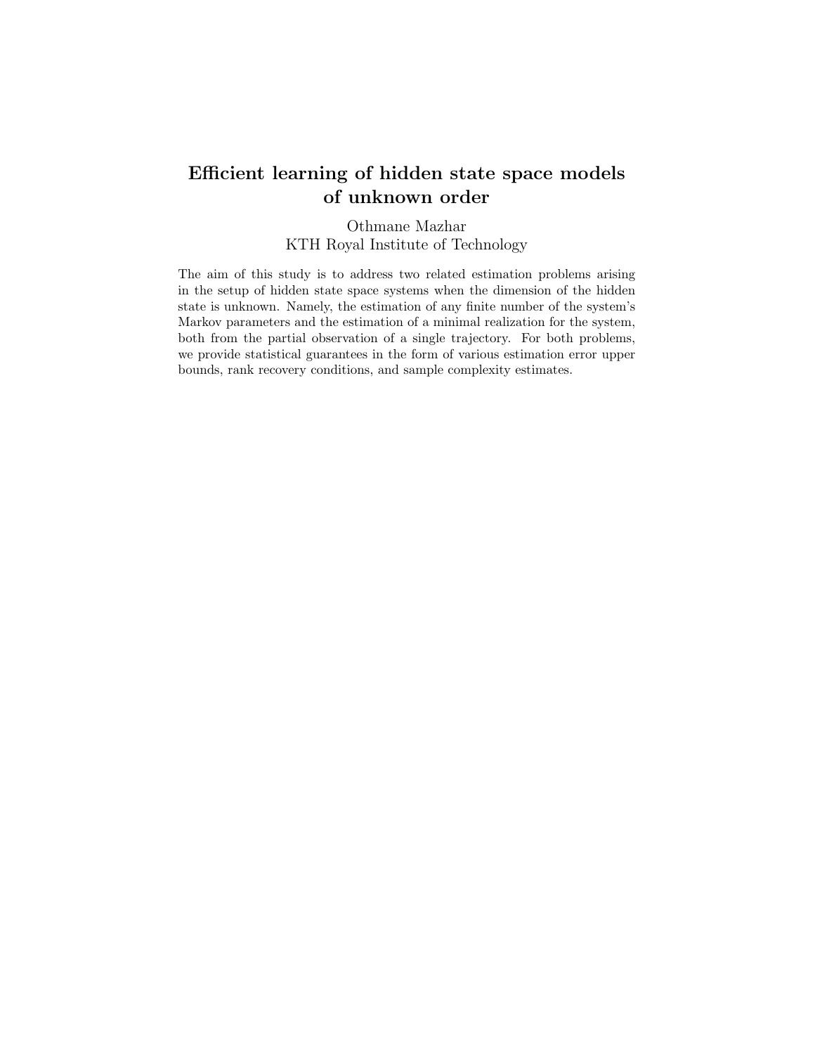# Efficient learning of hidden state space models of unknown order

Othmane Mazhar
KTH Royal Institute of Technology

The aim of this study is to address two related estimation problems arising in the setup of hidden state space systems when the dimension of the hidden state is unknown. Namely, the estimation of any finite number of the system's Markov parameters and the estimation of a minimal realization for the system, both from the partial observation of a single trajectory. For both problems, we provide statistical guarantees in the form of various estimation error upper bounds, rank recovery conditions, and sample complexity estimates.